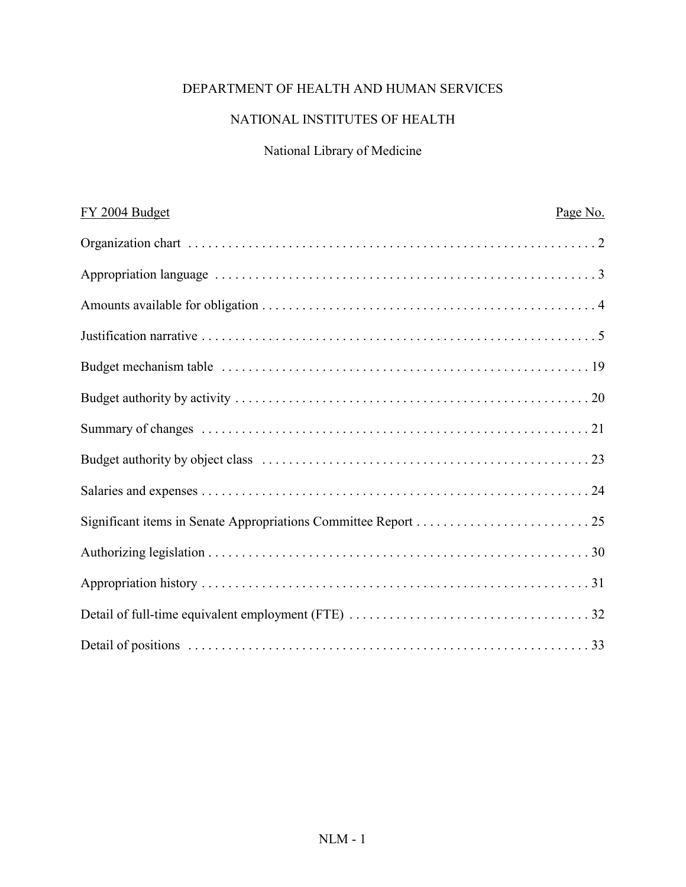# DEPARTMENT OF HEALTH AND HUMAN SERVICES

## NATIONAL INSTITUTES OF HEALTH

### National Library of Medicine

| FY 2004 Budget | Page No. |
|---|---|
| Organization chart | 2 |
| Appropriation language | 3 |
| Amounts available for obligation | 4 |
| Justification narrative | 5 |
| Budget mechanism table | 19 |
| Budget authority by activity | 20 |
| Summary of changes | 21 |
| Budget authority by object class | 23 |
| Salaries and expenses | 24 |
| Significant items in Senate Appropriations Committee Report | 25 |
| Authorizing legislation | 30 |
| Appropriation history | 31 |
| Detail of full-time equivalent employment (FTE) | 32 |
| Detail of positions | 33 |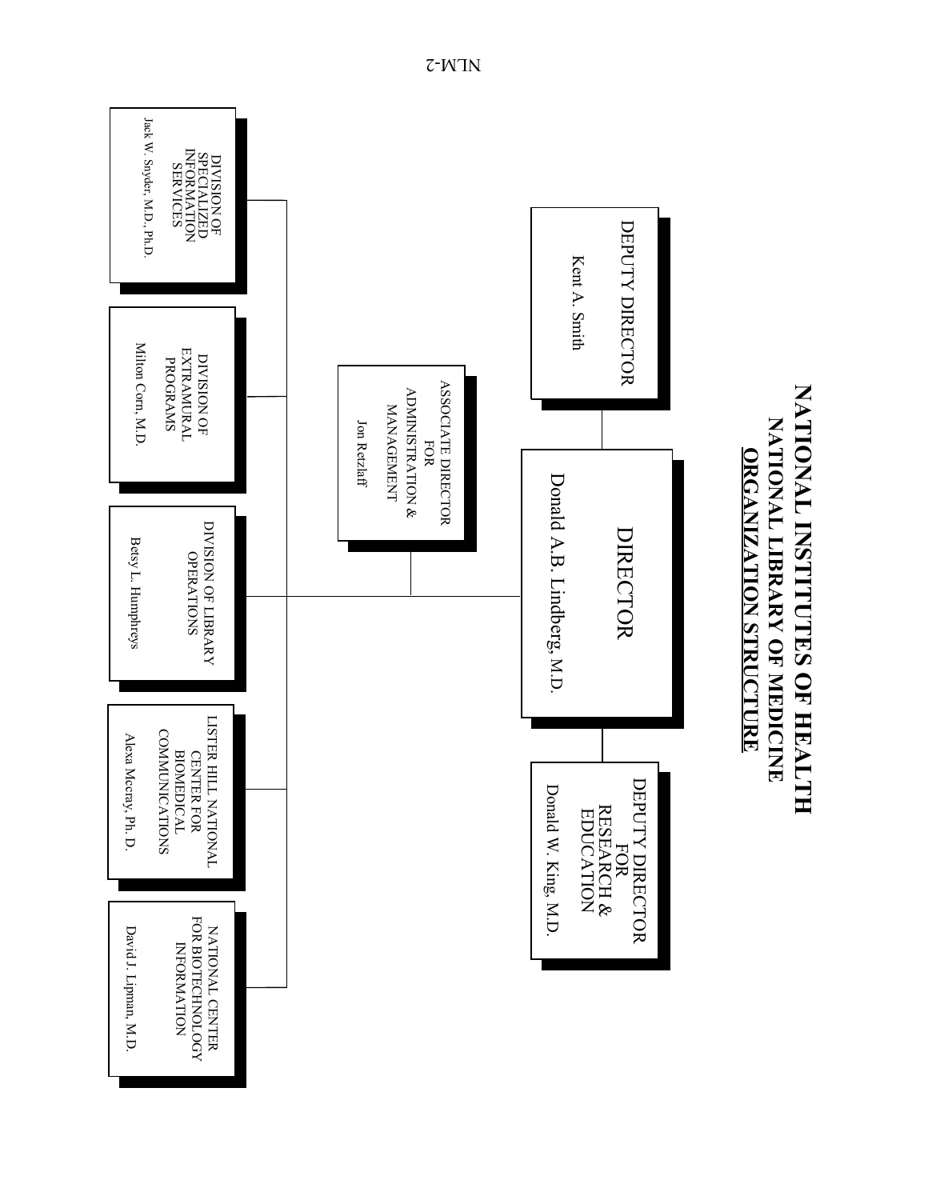# NATIONAL INSTITUTES OF HEALTH
## NATIONAL LIBRARY OF MEDICINE
### ORGANIZATION STRUCTURE

**DIRECTOR**
Donald A.B. Lindberg, M.D.

- **DEPUTY DIRECTOR**
  Kent A. Smith

- **DEPUTY DIRECTOR FOR RESEARCH & EDUCATION**
  Donald W. King, M.D.

- **ASSOCIATE DIRECTOR FOR ADMINISTRATION & MANAGEMENT**
  Jon Retzlaff

- **DIVISION OF SPECIALIZED INFORMATION SERVICES**
  Jack W. Snyder, M.D., Ph.D.

- **DIVISION OF EXTRAMURAL PROGRAMS**
  Milton Corn, M.D.

- **DIVISION OF LIBRARY OPERATIONS**
  Betsy L. Humphreys

- **LISTER HILL NATIONAL CENTER FOR BIOMEDICAL COMMUNICATIONS**
  Alexa Mccray, Ph. D.

- **NATIONAL CENTER FOR BIOTECHNOLOGY INFORMATION**
  David J. Lipman, M.D.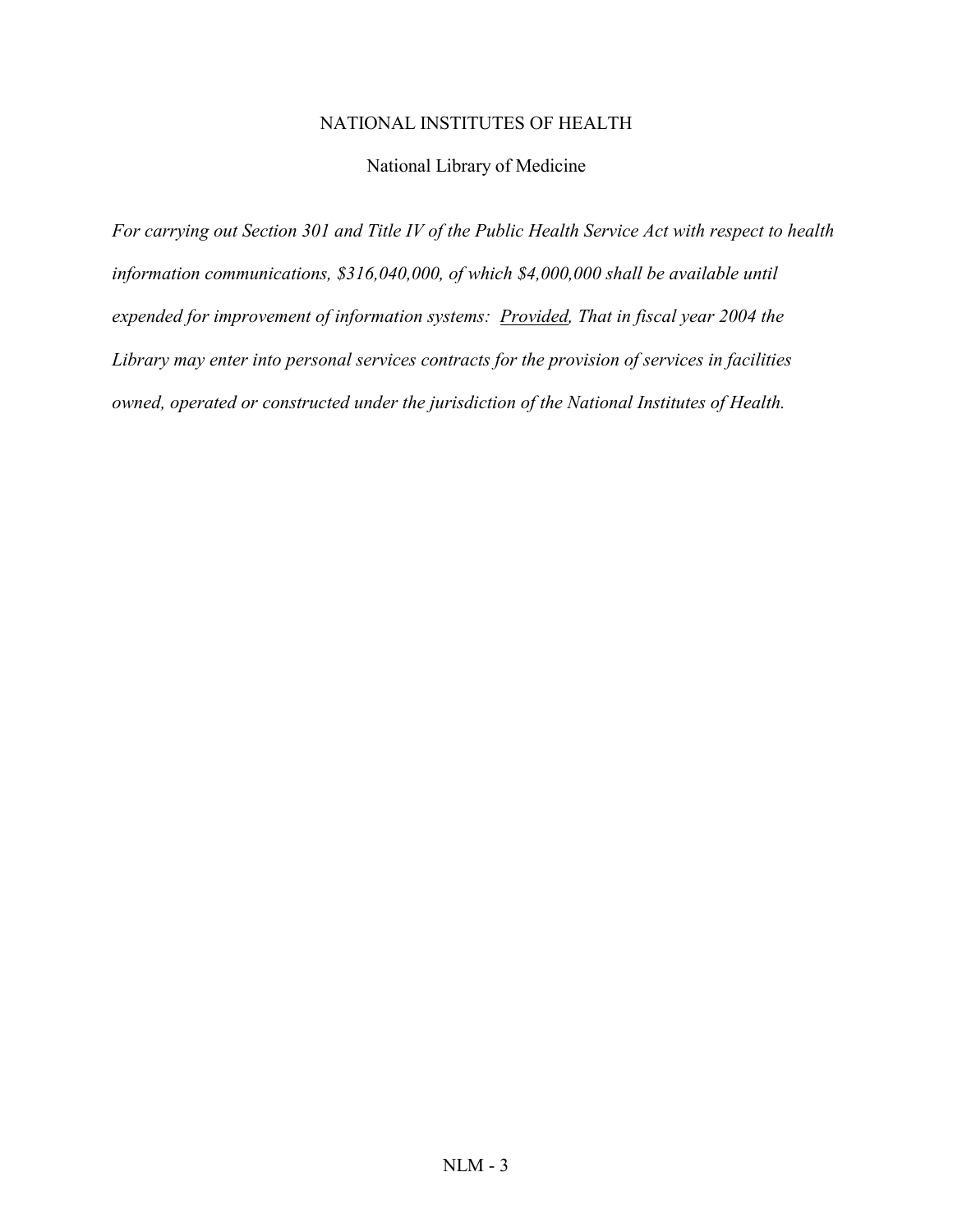NATIONAL INSTITUTES OF HEALTH

National Library of Medicine

*For carrying out Section 301 and Title IV of the Public Health Service Act with respect to health information communications, $316,040,000, of which $4,000,000 shall be available until expended for improvement of information systems: Provided, That in fiscal year 2004 the Library may enter into personal services contracts for the provision of services in facilities owned, operated or constructed under the jurisdiction of the National Institutes of Health.*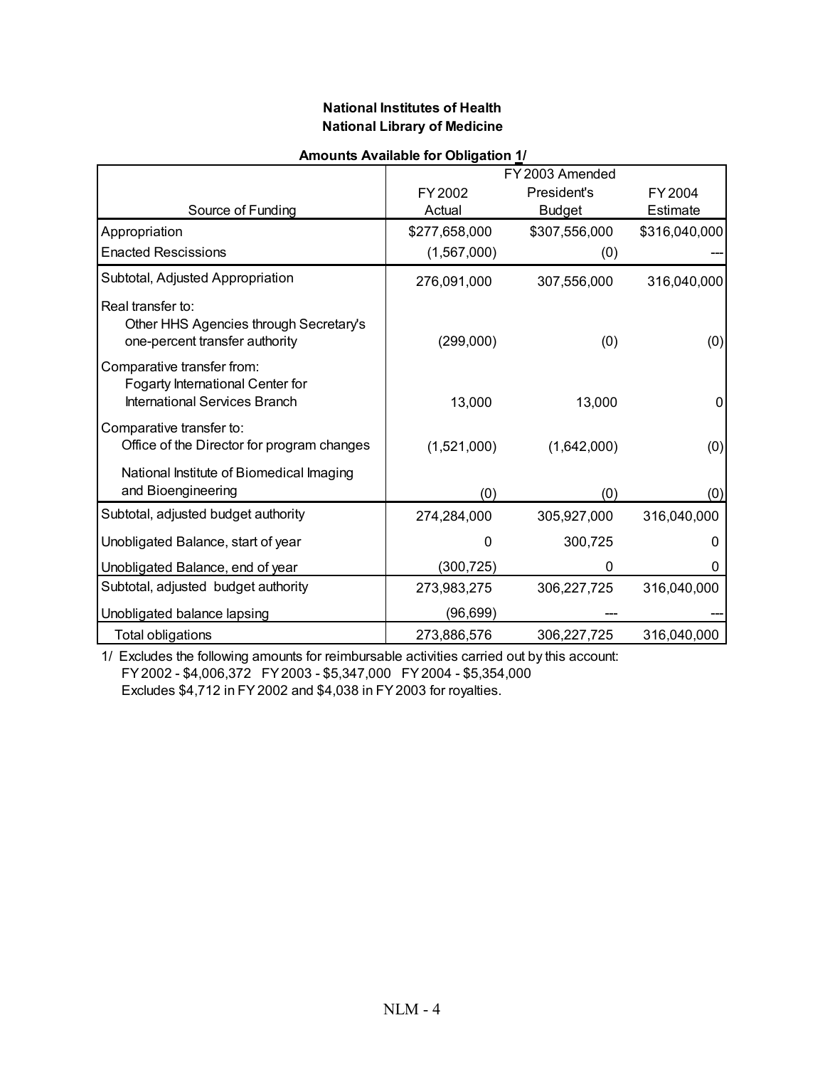**National Institutes of Health**
**National Library of Medicine**

**Amounts Available for Obligation 1/**

| Source of Funding | FY 2002 Actual | FY 2003 Amended President's Budget | FY 2004 Estimate |
|---|---|---|---|
| Appropriation | $277,658,000 | $307,556,000 | $316,040,000 |
| Enacted Rescissions | (1,567,000) | (0) | --- |
| Subtotal, Adjusted Appropriation | 276,091,000 | 307,556,000 | 316,040,000 |
| Real transfer to: Other HHS Agencies through Secretary's one-percent transfer authority | (299,000) | (0) | (0) |
| Comparative transfer from: Fogarty International Center for International Services Branch | 13,000 | 13,000 | 0 |
| Comparative transfer to: Office of the Director for program changes | (1,521,000) | (1,642,000) | (0) |
| National Institute of Biomedical Imaging and Bioengineering | (0) | (0) | (0) |
| Subtotal, adjusted budget authority | 274,284,000 | 305,927,000 | 316,040,000 |
| Unobligated Balance, start of year | 0 | 300,725 | 0 |
| Unobligated Balance, end of year | (300,725) | 0 | 0 |
| Subtotal, adjusted budget authority | 273,983,275 | 306,227,725 | 316,040,000 |
| Unobligated balance lapsing | (96,699) | --- | --- |
| Total obligations | 273,886,576 | 306,227,725 | 316,040,000 |

1/ Excludes the following amounts for reimbursable activities carried out by this account:
FY 2002 - $4,006,372 FY 2003 - $5,347,000 FY 2004 - $5,354,000
Excludes $4,712 in FY 2002 and $4,038 in FY 2003 for royalties.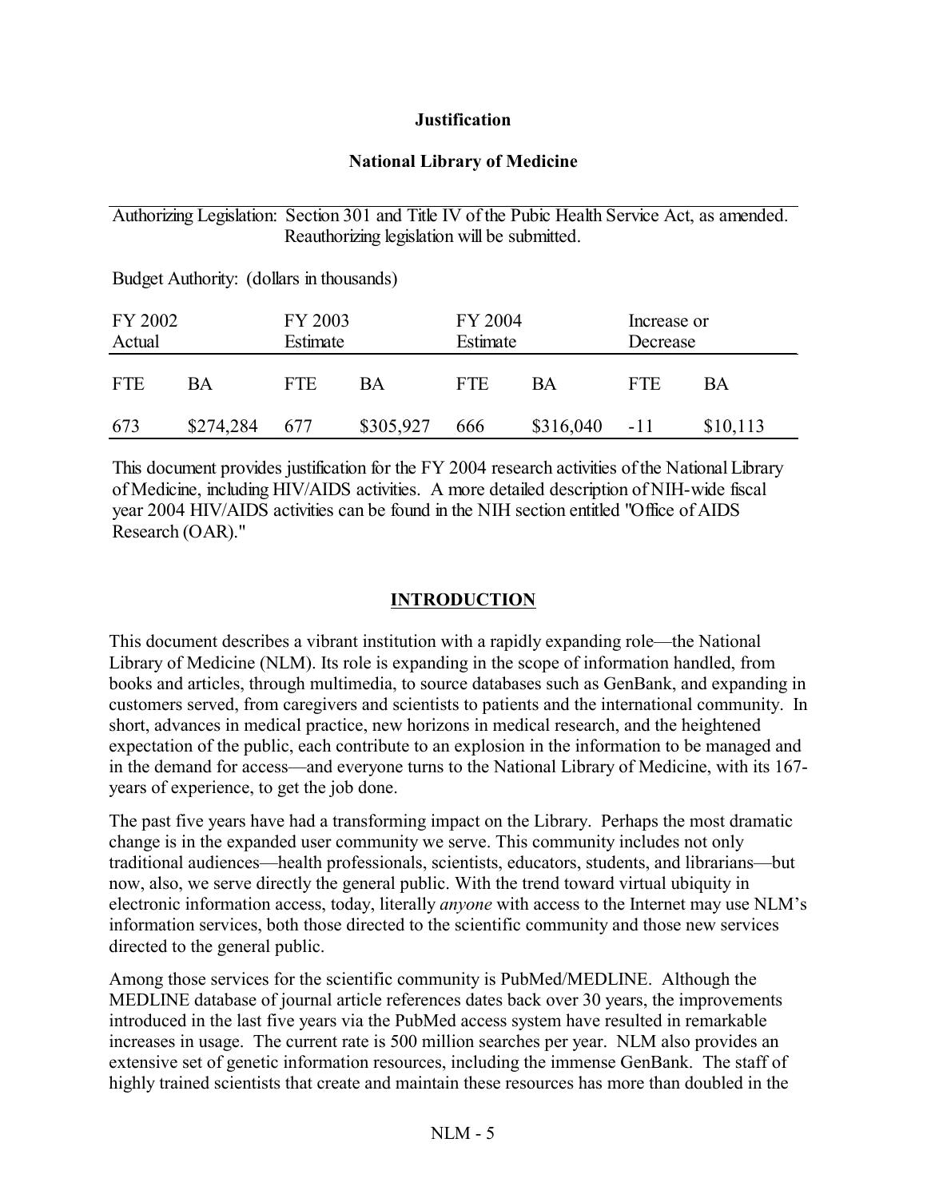**Justification**

**National Library of Medicine**

Authorizing Legislation: Section 301 and Title IV of the Pubic Health Service Act, as amended. Reauthorizing legislation will be submitted.

Budget Authority: (dollars in thousands)

| FY 2002 Actual | | FY 2003 Estimate | | FY 2004 Estimate | | Increase or Decrease | |
|---|---|---|---|---|---|---|---|
| FTE | BA | FTE | BA | FTE | BA | FTE | BA |
| 673 | $274,284 | 677 | $305,927 | 666 | $316,040 | -11 | $10,113 |

This document provides justification for the FY 2004 research activities of the National Library of Medicine, including HIV/AIDS activities. A more detailed description of NIH-wide fiscal year 2004 HIV/AIDS activities can be found in the NIH section entitled "Office of AIDS Research (OAR)."

## INTRODUCTION

This document describes a vibrant institution with a rapidly expanding role—the National Library of Medicine (NLM). Its role is expanding in the scope of information handled, from books and articles, through multimedia, to source databases such as GenBank, and expanding in customers served, from caregivers and scientists to patients and the international community. In short, advances in medical practice, new horizons in medical research, and the heightened expectation of the public, each contribute to an explosion in the information to be managed and in the demand for access—and everyone turns to the National Library of Medicine, with its 167-years of experience, to get the job done.

The past five years have had a transforming impact on the Library. Perhaps the most dramatic change is in the expanded user community we serve. This community includes not only traditional audiences—health professionals, scientists, educators, students, and librarians—but now, also, we serve directly the general public. With the trend toward virtual ubiquity in electronic information access, today, literally *anyone* with access to the Internet may use NLM's information services, both those directed to the scientific community and those new services directed to the general public.

Among those services for the scientific community is PubMed/MEDLINE. Although the MEDLINE database of journal article references dates back over 30 years, the improvements introduced in the last five years via the PubMed access system have resulted in remarkable increases in usage. The current rate is 500 million searches per year. NLM also provides an extensive set of genetic information resources, including the immense GenBank. The staff of highly trained scientists that create and maintain these resources has more than doubled in the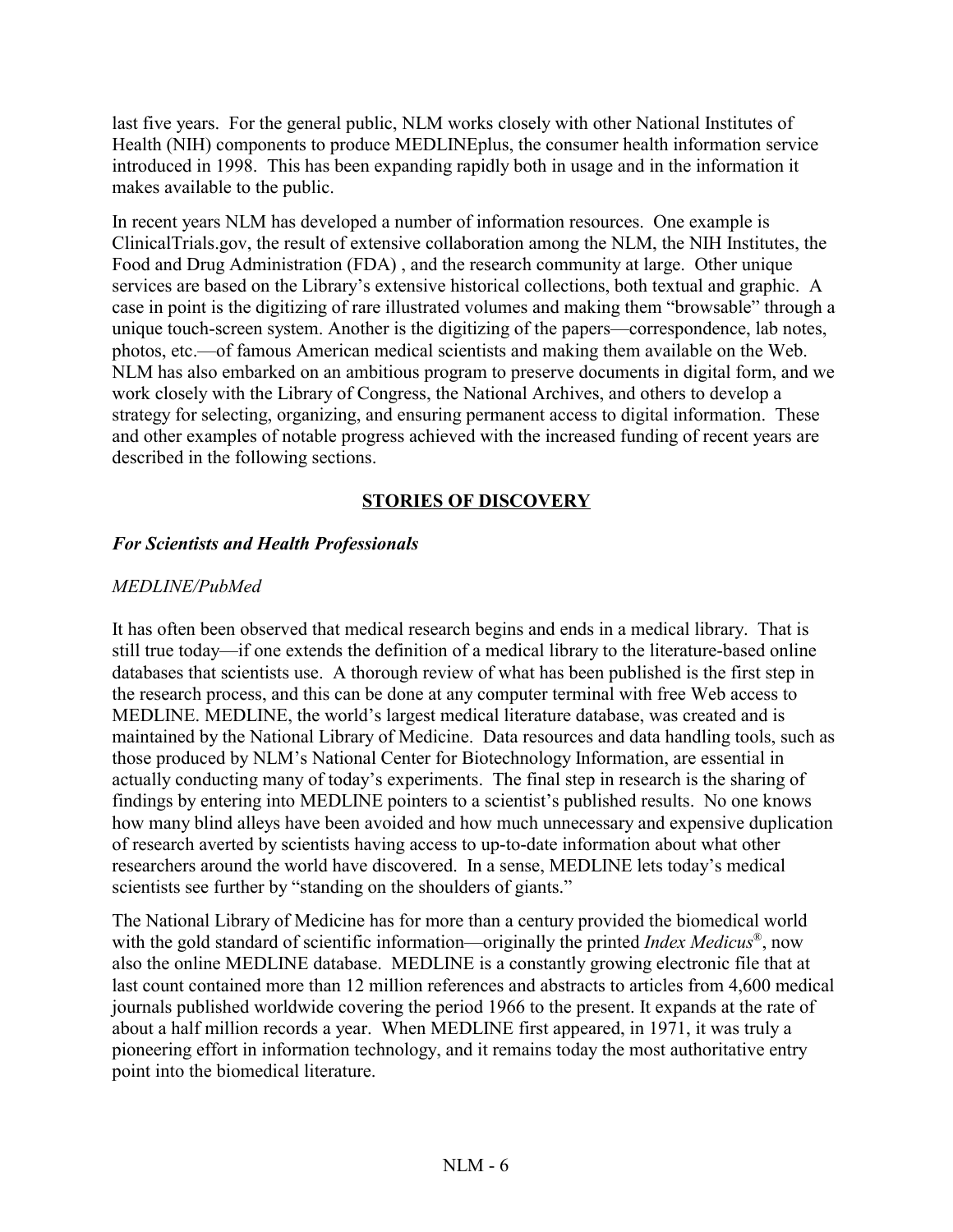last five years. For the general public, NLM works closely with other National Institutes of Health (NIH) components to produce MEDLINEplus, the consumer health information service introduced in 1998. This has been expanding rapidly both in usage and in the information it makes available to the public.

In recent years NLM has developed a number of information resources. One example is ClinicalTrials.gov, the result of extensive collaboration among the NLM, the NIH Institutes, the Food and Drug Administration (FDA) , and the research community at large. Other unique services are based on the Library's extensive historical collections, both textual and graphic. A case in point is the digitizing of rare illustrated volumes and making them "browsable" through a unique touch-screen system. Another is the digitizing of the papers—correspondence, lab notes, photos, etc.—of famous American medical scientists and making them available on the Web. NLM has also embarked on an ambitious program to preserve documents in digital form, and we work closely with the Library of Congress, the National Archives, and others to develop a strategy for selecting, organizing, and ensuring permanent access to digital information. These and other examples of notable progress achieved with the increased funding of recent years are described in the following sections.

## STORIES OF DISCOVERY

### *For Scientists and Health Professionals*

*MEDLINE/PubMed*

It has often been observed that medical research begins and ends in a medical library. That is still true today—if one extends the definition of a medical library to the literature-based online databases that scientists use. A thorough review of what has been published is the first step in the research process, and this can be done at any computer terminal with free Web access to MEDLINE. MEDLINE, the world's largest medical literature database, was created and is maintained by the National Library of Medicine. Data resources and data handling tools, such as those produced by NLM's National Center for Biotechnology Information, are essential in actually conducting many of today's experiments. The final step in research is the sharing of findings by entering into MEDLINE pointers to a scientist's published results. No one knows how many blind alleys have been avoided and how much unnecessary and expensive duplication of research averted by scientists having access to up-to-date information about what other researchers around the world have discovered. In a sense, MEDLINE lets today's medical scientists see further by "standing on the shoulders of giants."

The National Library of Medicine has for more than a century provided the biomedical world with the gold standard of scientific information—originally the printed *Index Medicus*®, now also the online MEDLINE database. MEDLINE is a constantly growing electronic file that at last count contained more than 12 million references and abstracts to articles from 4,600 medical journals published worldwide covering the period 1966 to the present. It expands at the rate of about a half million records a year. When MEDLINE first appeared, in 1971, it was truly a pioneering effort in information technology, and it remains today the most authoritative entry point into the biomedical literature.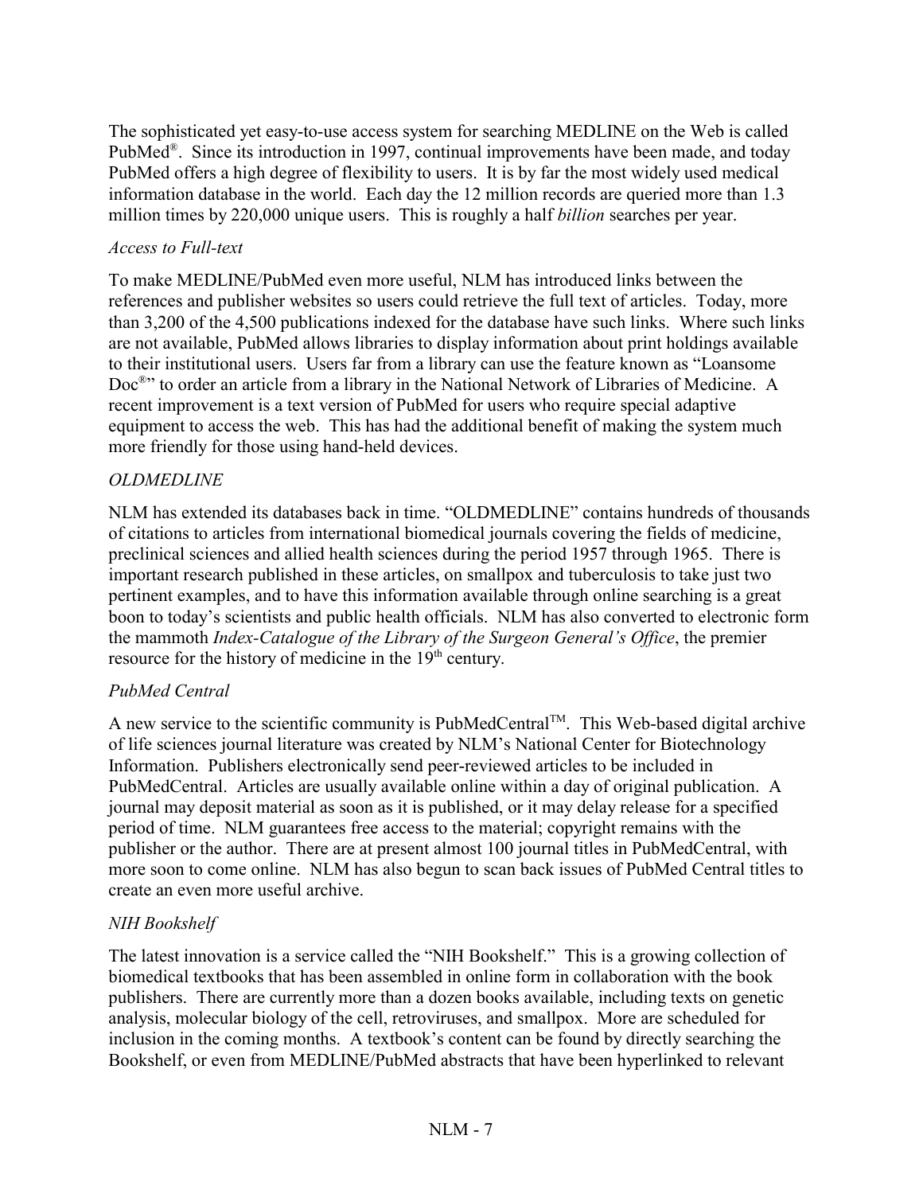The sophisticated yet easy-to-use access system for searching MEDLINE on the Web is called PubMed®. Since its introduction in 1997, continual improvements have been made, and today PubMed offers a high degree of flexibility to users. It is by far the most widely used medical information database in the world. Each day the 12 million records are queried more than 1.3 million times by 220,000 unique users. This is roughly a half *billion* searches per year.

*Access to Full-text*

To make MEDLINE/PubMed even more useful, NLM has introduced links between the references and publisher websites so users could retrieve the full text of articles. Today, more than 3,200 of the 4,500 publications indexed for the database have such links. Where such links are not available, PubMed allows libraries to display information about print holdings available to their institutional users. Users far from a library can use the feature known as "Loansome Doc®" to order an article from a library in the National Network of Libraries of Medicine. A recent improvement is a text version of PubMed for users who require special adaptive equipment to access the web. This has had the additional benefit of making the system much more friendly for those using hand-held devices.

*OLDMEDLINE*

NLM has extended its databases back in time. "OLDMEDLINE" contains hundreds of thousands of citations to articles from international biomedical journals covering the fields of medicine, preclinical sciences and allied health sciences during the period 1957 through 1965. There is important research published in these articles, on smallpox and tuberculosis to take just two pertinent examples, and to have this information available through online searching is a great boon to today's scientists and public health officials. NLM has also converted to electronic form the mammoth *Index-Catalogue of the Library of the Surgeon General's Office*, the premier resource for the history of medicine in the 19th century.

*PubMed Central*

A new service to the scientific community is PubMedCentral™. This Web-based digital archive of life sciences journal literature was created by NLM's National Center for Biotechnology Information. Publishers electronically send peer-reviewed articles to be included in PubMedCentral. Articles are usually available online within a day of original publication. A journal may deposit material as soon as it is published, or it may delay release for a specified period of time. NLM guarantees free access to the material; copyright remains with the publisher or the author. There are at present almost 100 journal titles in PubMedCentral, with more soon to come online. NLM has also begun to scan back issues of PubMed Central titles to create an even more useful archive.

*NIH Bookshelf*

The latest innovation is a service called the "NIH Bookshelf." This is a growing collection of biomedical textbooks that has been assembled in online form in collaboration with the book publishers. There are currently more than a dozen books available, including texts on genetic analysis, molecular biology of the cell, retroviruses, and smallpox. More are scheduled for inclusion in the coming months. A textbook's content can be found by directly searching the Bookshelf, or even from MEDLINE/PubMed abstracts that have been hyperlinked to relevant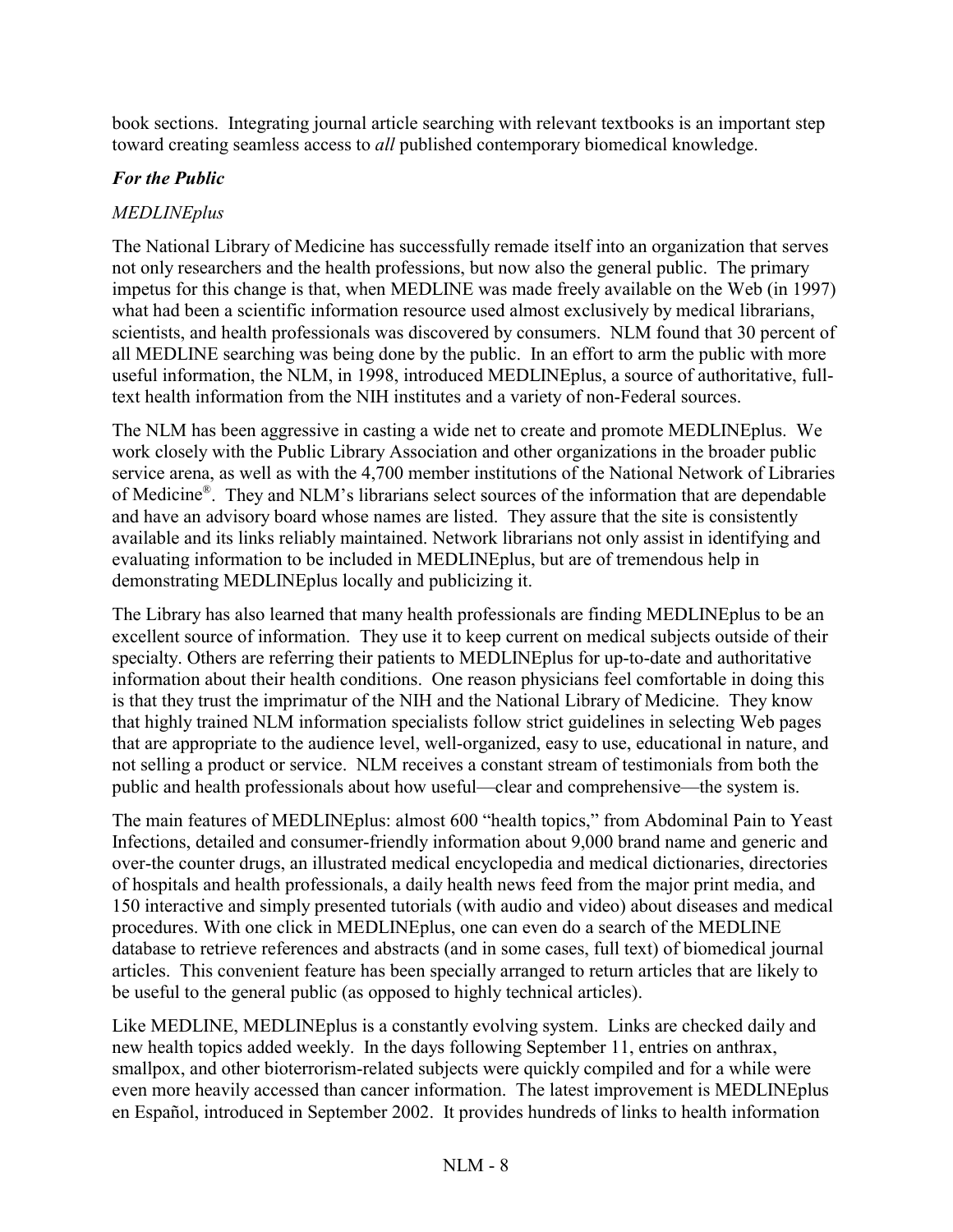book sections. Integrating journal article searching with relevant textbooks is an important step toward creating seamless access to *all* published contemporary biomedical knowledge.

### *For the Public*

*MEDLINEplus*

The National Library of Medicine has successfully remade itself into an organization that serves not only researchers and the health professions, but now also the general public. The primary impetus for this change is that, when MEDLINE was made freely available on the Web (in 1997) what had been a scientific information resource used almost exclusively by medical librarians, scientists, and health professionals was discovered by consumers. NLM found that 30 percent of all MEDLINE searching was being done by the public. In an effort to arm the public with more useful information, the NLM, in 1998, introduced MEDLINEplus, a source of authoritative, full-text health information from the NIH institutes and a variety of non-Federal sources.

The NLM has been aggressive in casting a wide net to create and promote MEDLINEplus. We work closely with the Public Library Association and other organizations in the broader public service arena, as well as with the 4,700 member institutions of the National Network of Libraries of Medicine®. They and NLM's librarians select sources of the information that are dependable and have an advisory board whose names are listed. They assure that the site is consistently available and its links reliably maintained. Network librarians not only assist in identifying and evaluating information to be included in MEDLINEplus, but are of tremendous help in demonstrating MEDLINEplus locally and publicizing it.

The Library has also learned that many health professionals are finding MEDLINEplus to be an excellent source of information. They use it to keep current on medical subjects outside of their specialty. Others are referring their patients to MEDLINEplus for up-to-date and authoritative information about their health conditions. One reason physicians feel comfortable in doing this is that they trust the imprimatur of the NIH and the National Library of Medicine. They know that highly trained NLM information specialists follow strict guidelines in selecting Web pages that are appropriate to the audience level, well-organized, easy to use, educational in nature, and not selling a product or service. NLM receives a constant stream of testimonials from both the public and health professionals about how useful—clear and comprehensive—the system is.

The main features of MEDLINEplus: almost 600 "health topics," from Abdominal Pain to Yeast Infections, detailed and consumer-friendly information about 9,000 brand name and generic and over-the counter drugs, an illustrated medical encyclopedia and medical dictionaries, directories of hospitals and health professionals, a daily health news feed from the major print media, and 150 interactive and simply presented tutorials (with audio and video) about diseases and medical procedures. With one click in MEDLINEplus, one can even do a search of the MEDLINE database to retrieve references and abstracts (and in some cases, full text) of biomedical journal articles. This convenient feature has been specially arranged to return articles that are likely to be useful to the general public (as opposed to highly technical articles).

Like MEDLINE, MEDLINEplus is a constantly evolving system. Links are checked daily and new health topics added weekly. In the days following September 11, entries on anthrax, smallpox, and other bioterrorism-related subjects were quickly compiled and for a while were even more heavily accessed than cancer information. The latest improvement is MEDLINEplus en Español, introduced in September 2002. It provides hundreds of links to health information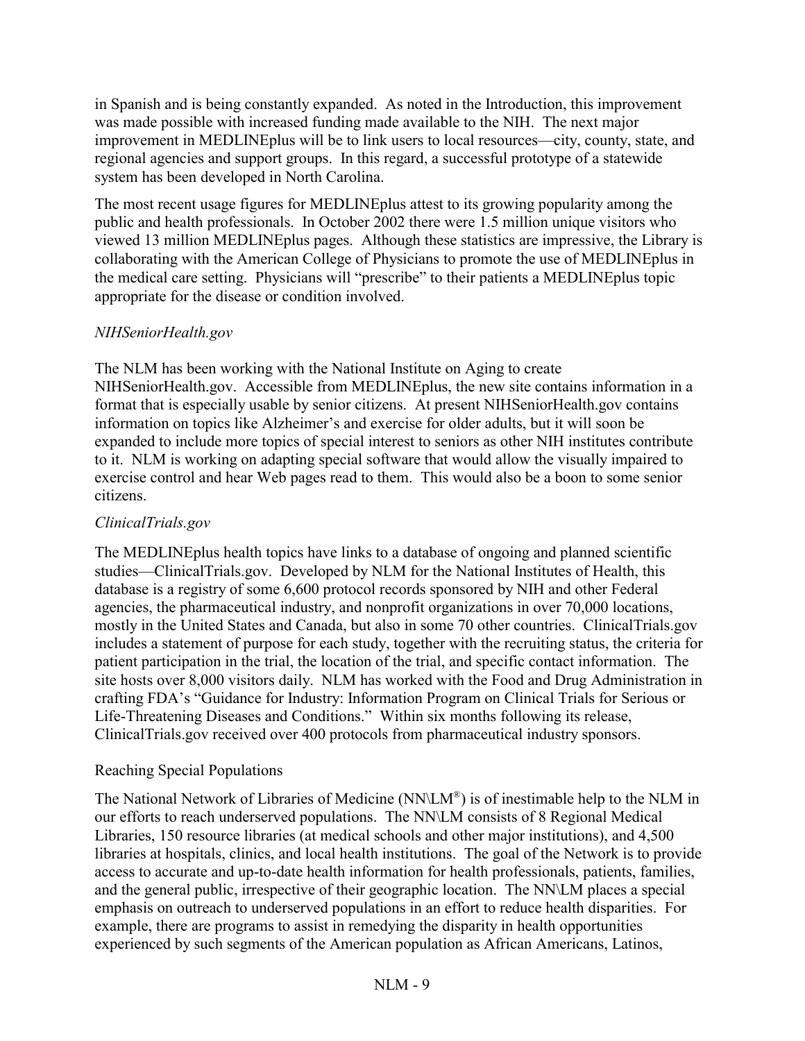in Spanish and is being constantly expanded. As noted in the Introduction, this improvement was made possible with increased funding made available to the NIH. The next major improvement in MEDLINEplus will be to link users to local resources—city, county, state, and regional agencies and support groups. In this regard, a successful prototype of a statewide system has been developed in North Carolina.

The most recent usage figures for MEDLINEplus attest to its growing popularity among the public and health professionals. In October 2002 there were 1.5 million unique visitors who viewed 13 million MEDLINEplus pages. Although these statistics are impressive, the Library is collaborating with the American College of Physicians to promote the use of MEDLINEplus in the medical care setting. Physicians will "prescribe" to their patients a MEDLINEplus topic appropriate for the disease or condition involved.

*NIHSeniorHealth.gov*

The NLM has been working with the National Institute on Aging to create NIHSeniorHealth.gov. Accessible from MEDLINEplus, the new site contains information in a format that is especially usable by senior citizens. At present NIHSeniorHealth.gov contains information on topics like Alzheimer's and exercise for older adults, but it will soon be expanded to include more topics of special interest to seniors as other NIH institutes contribute to it. NLM is working on adapting special software that would allow the visually impaired to exercise control and hear Web pages read to them. This would also be a boon to some senior citizens.

*ClinicalTrials.gov*

The MEDLINEplus health topics have links to a database of ongoing and planned scientific studies—ClinicalTrials.gov. Developed by NLM for the National Institutes of Health, this database is a registry of some 6,600 protocol records sponsored by NIH and other Federal agencies, the pharmaceutical industry, and nonprofit organizations in over 70,000 locations, mostly in the United States and Canada, but also in some 70 other countries. ClinicalTrials.gov includes a statement of purpose for each study, together with the recruiting status, the criteria for patient participation in the trial, the location of the trial, and specific contact information. The site hosts over 8,000 visitors daily. NLM has worked with the Food and Drug Administration in crafting FDA's "Guidance for Industry: Information Program on Clinical Trials for Serious or Life-Threatening Diseases and Conditions." Within six months following its release, ClinicalTrials.gov received over 400 protocols from pharmaceutical industry sponsors.

Reaching Special Populations

The National Network of Libraries of Medicine (NN\LM®) is of inestimable help to the NLM in our efforts to reach underserved populations. The NN\LM consists of 8 Regional Medical Libraries, 150 resource libraries (at medical schools and other major institutions), and 4,500 libraries at hospitals, clinics, and local health institutions. The goal of the Network is to provide access to accurate and up-to-date health information for health professionals, patients, families, and the general public, irrespective of their geographic location. The NN\LM places a special emphasis on outreach to underserved populations in an effort to reduce health disparities. For example, there are programs to assist in remedying the disparity in health opportunities experienced by such segments of the American population as African Americans, Latinos,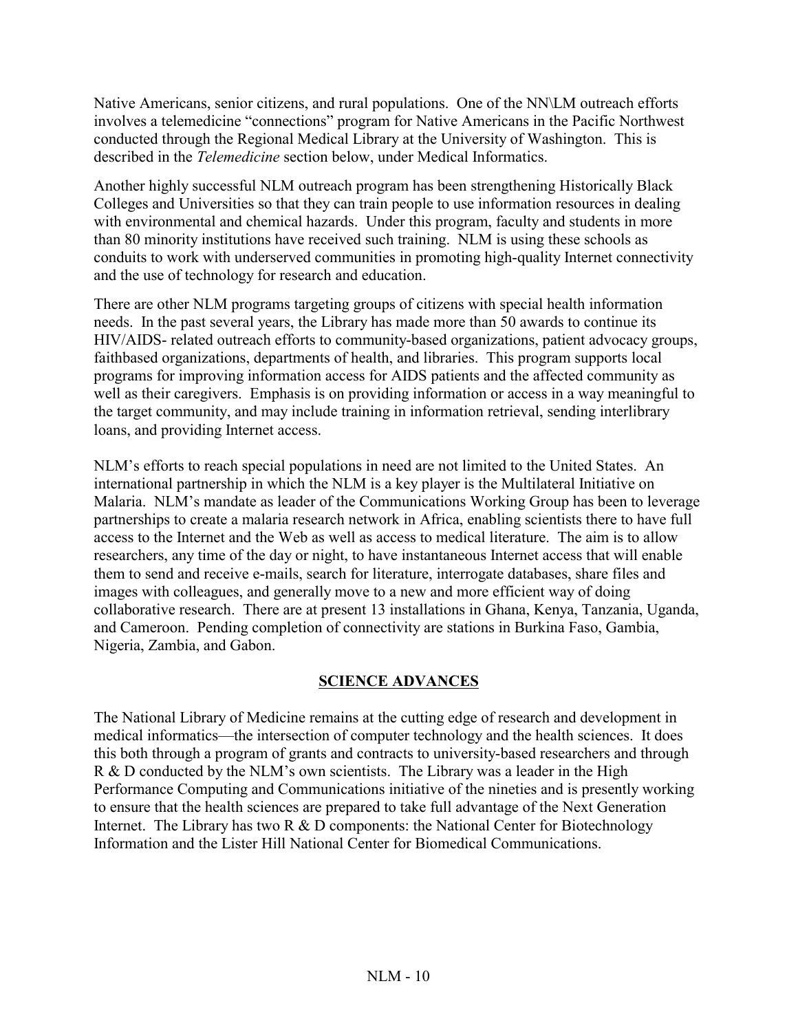Native Americans, senior citizens, and rural populations. One of the NN\LM outreach efforts involves a telemedicine "connections" program for Native Americans in the Pacific Northwest conducted through the Regional Medical Library at the University of Washington. This is described in the *Telemedicine* section below, under Medical Informatics.

Another highly successful NLM outreach program has been strengthening Historically Black Colleges and Universities so that they can train people to use information resources in dealing with environmental and chemical hazards. Under this program, faculty and students in more than 80 minority institutions have received such training. NLM is using these schools as conduits to work with underserved communities in promoting high-quality Internet connectivity and the use of technology for research and education.

There are other NLM programs targeting groups of citizens with special health information needs. In the past several years, the Library has made more than 50 awards to continue its HIV/AIDS- related outreach efforts to community-based organizations, patient advocacy groups, faithbased organizations, departments of health, and libraries. This program supports local programs for improving information access for AIDS patients and the affected community as well as their caregivers. Emphasis is on providing information or access in a way meaningful to the target community, and may include training in information retrieval, sending interlibrary loans, and providing Internet access.

NLM's efforts to reach special populations in need are not limited to the United States. An international partnership in which the NLM is a key player is the Multilateral Initiative on Malaria. NLM's mandate as leader of the Communications Working Group has been to leverage partnerships to create a malaria research network in Africa, enabling scientists there to have full access to the Internet and the Web as well as access to medical literature. The aim is to allow researchers, any time of the day or night, to have instantaneous Internet access that will enable them to send and receive e-mails, search for literature, interrogate databases, share files and images with colleagues, and generally move to a new and more efficient way of doing collaborative research. There are at present 13 installations in Ghana, Kenya, Tanzania, Uganda, and Cameroon. Pending completion of connectivity are stations in Burkina Faso, Gambia, Nigeria, Zambia, and Gabon.

## SCIENCE ADVANCES

The National Library of Medicine remains at the cutting edge of research and development in medical informatics—the intersection of computer technology and the health sciences. It does this both through a program of grants and contracts to university-based researchers and through R & D conducted by the NLM's own scientists. The Library was a leader in the High Performance Computing and Communications initiative of the nineties and is presently working to ensure that the health sciences are prepared to take full advantage of the Next Generation Internet. The Library has two R & D components: the National Center for Biotechnology Information and the Lister Hill National Center for Biomedical Communications.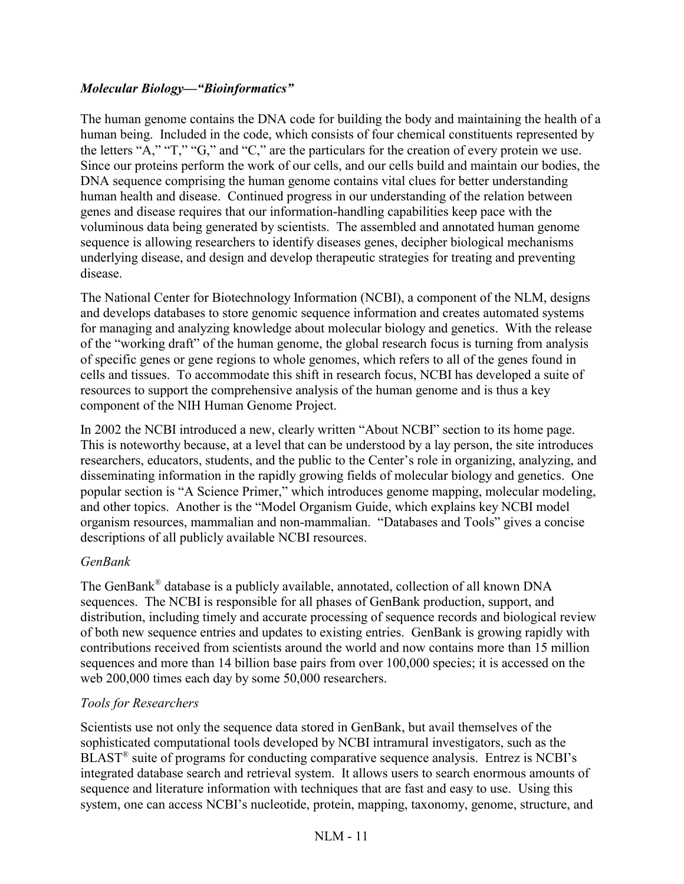### *Molecular Biology—"Bioinformatics"*

The human genome contains the DNA code for building the body and maintaining the health of a human being. Included in the code, which consists of four chemical constituents represented by the letters "A," "T," "G," and "C," are the particulars for the creation of every protein we use. Since our proteins perform the work of our cells, and our cells build and maintain our bodies, the DNA sequence comprising the human genome contains vital clues for better understanding human health and disease. Continued progress in our understanding of the relation between genes and disease requires that our information-handling capabilities keep pace with the voluminous data being generated by scientists. The assembled and annotated human genome sequence is allowing researchers to identify diseases genes, decipher biological mechanisms underlying disease, and design and develop therapeutic strategies for treating and preventing disease.

The National Center for Biotechnology Information (NCBI), a component of the NLM, designs and develops databases to store genomic sequence information and creates automated systems for managing and analyzing knowledge about molecular biology and genetics. With the release of the "working draft" of the human genome, the global research focus is turning from analysis of specific genes or gene regions to whole genomes, which refers to all of the genes found in cells and tissues. To accommodate this shift in research focus, NCBI has developed a suite of resources to support the comprehensive analysis of the human genome and is thus a key component of the NIH Human Genome Project.

In 2002 the NCBI introduced a new, clearly written "About NCBI" section to its home page. This is noteworthy because, at a level that can be understood by a lay person, the site introduces researchers, educators, students, and the public to the Center's role in organizing, analyzing, and disseminating information in the rapidly growing fields of molecular biology and genetics. One popular section is "A Science Primer," which introduces genome mapping, molecular modeling, and other topics. Another is the "Model Organism Guide, which explains key NCBI model organism resources, mammalian and non-mammalian. "Databases and Tools" gives a concise descriptions of all publicly available NCBI resources.

#### *GenBank*

The GenBank® database is a publicly available, annotated, collection of all known DNA sequences. The NCBI is responsible for all phases of GenBank production, support, and distribution, including timely and accurate processing of sequence records and biological review of both new sequence entries and updates to existing entries. GenBank is growing rapidly with contributions received from scientists around the world and now contains more than 15 million sequences and more than 14 billion base pairs from over 100,000 species; it is accessed on the web 200,000 times each day by some 50,000 researchers.

#### *Tools for Researchers*

Scientists use not only the sequence data stored in GenBank, but avail themselves of the sophisticated computational tools developed by NCBI intramural investigators, such as the BLAST® suite of programs for conducting comparative sequence analysis. Entrez is NCBI's integrated database search and retrieval system. It allows users to search enormous amounts of sequence and literature information with techniques that are fast and easy to use. Using this system, one can access NCBI's nucleotide, protein, mapping, taxonomy, genome, structure, and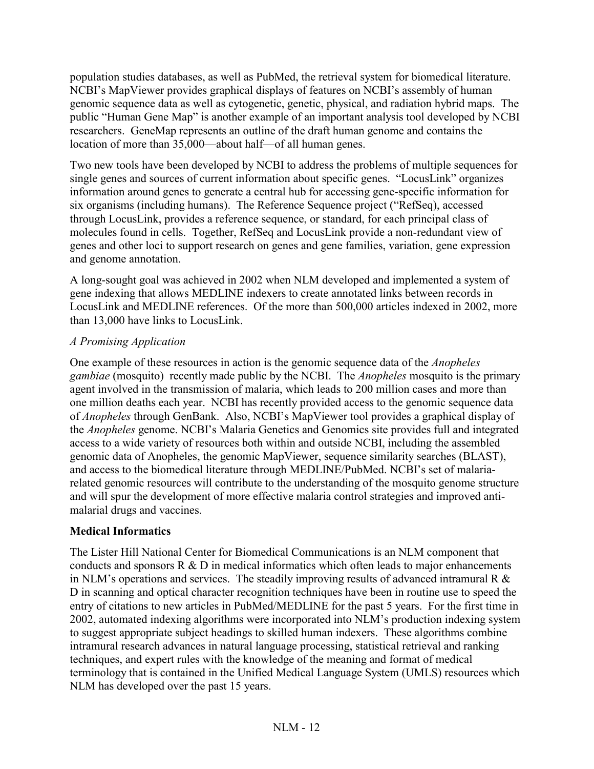population studies databases, as well as PubMed, the retrieval system for biomedical literature. NCBI's MapViewer provides graphical displays of features on NCBI's assembly of human genomic sequence data as well as cytogenetic, genetic, physical, and radiation hybrid maps. The public "Human Gene Map" is another example of an important analysis tool developed by NCBI researchers. GeneMap represents an outline of the draft human genome and contains the location of more than 35,000—about half—of all human genes.

Two new tools have been developed by NCBI to address the problems of multiple sequences for single genes and sources of current information about specific genes. "LocusLink" organizes information around genes to generate a central hub for accessing gene-specific information for six organisms (including humans). The Reference Sequence project ("RefSeq), accessed through LocusLink, provides a reference sequence, or standard, for each principal class of molecules found in cells. Together, RefSeq and LocusLink provide a non-redundant view of genes and other loci to support research on genes and gene families, variation, gene expression and genome annotation.

A long-sought goal was achieved in 2002 when NLM developed and implemented a system of gene indexing that allows MEDLINE indexers to create annotated links between records in LocusLink and MEDLINE references. Of the more than 500,000 articles indexed in 2002, more than 13,000 have links to LocusLink.

*A Promising Application*

One example of these resources in action is the genomic sequence data of the *Anopheles gambiae* (mosquito) recently made public by the NCBI. The *Anopheles* mosquito is the primary agent involved in the transmission of malaria, which leads to 200 million cases and more than one million deaths each year. NCBI has recently provided access to the genomic sequence data of *Anopheles* through GenBank. Also, NCBI's MapViewer tool provides a graphical display of the *Anopheles* genome. NCBI's Malaria Genetics and Genomics site provides full and integrated access to a wide variety of resources both within and outside NCBI, including the assembled genomic data of Anopheles, the genomic MapViewer, sequence similarity searches (BLAST), and access to the biomedical literature through MEDLINE/PubMed. NCBI's set of malaria-related genomic resources will contribute to the understanding of the mosquito genome structure and will spur the development of more effective malaria control strategies and improved anti-malarial drugs and vaccines.

**Medical Informatics**

The Lister Hill National Center for Biomedical Communications is an NLM component that conducts and sponsors R & D in medical informatics which often leads to major enhancements in NLM's operations and services. The steadily improving results of advanced intramural R & D in scanning and optical character recognition techniques have been in routine use to speed the entry of citations to new articles in PubMed/MEDLINE for the past 5 years. For the first time in 2002, automated indexing algorithms were incorporated into NLM's production indexing system to suggest appropriate subject headings to skilled human indexers. These algorithms combine intramural research advances in natural language processing, statistical retrieval and ranking techniques, and expert rules with the knowledge of the meaning and format of medical terminology that is contained in the Unified Medical Language System (UMLS) resources which NLM has developed over the past 15 years.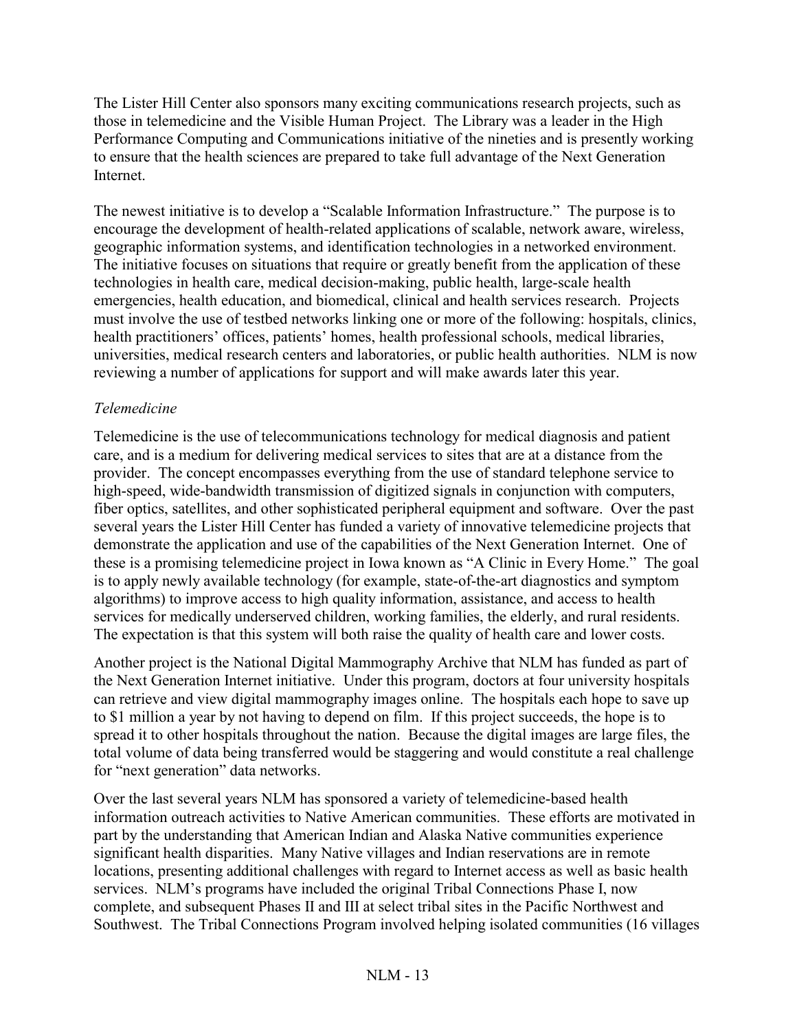The Lister Hill Center also sponsors many exciting communications research projects, such as those in telemedicine and the Visible Human Project. The Library was a leader in the High Performance Computing and Communications initiative of the nineties and is presently working to ensure that the health sciences are prepared to take full advantage of the Next Generation Internet.

The newest initiative is to develop a "Scalable Information Infrastructure." The purpose is to encourage the development of health-related applications of scalable, network aware, wireless, geographic information systems, and identification technologies in a networked environment. The initiative focuses on situations that require or greatly benefit from the application of these technologies in health care, medical decision-making, public health, large-scale health emergencies, health education, and biomedical, clinical and health services research. Projects must involve the use of testbed networks linking one or more of the following: hospitals, clinics, health practitioners' offices, patients' homes, health professional schools, medical libraries, universities, medical research centers and laboratories, or public health authorities. NLM is now reviewing a number of applications for support and will make awards later this year.

*Telemedicine*

Telemedicine is the use of telecommunications technology for medical diagnosis and patient care, and is a medium for delivering medical services to sites that are at a distance from the provider. The concept encompasses everything from the use of standard telephone service to high-speed, wide-bandwidth transmission of digitized signals in conjunction with computers, fiber optics, satellites, and other sophisticated peripheral equipment and software. Over the past several years the Lister Hill Center has funded a variety of innovative telemedicine projects that demonstrate the application and use of the capabilities of the Next Generation Internet. One of these is a promising telemedicine project in Iowa known as "A Clinic in Every Home." The goal is to apply newly available technology (for example, state-of-the-art diagnostics and symptom algorithms) to improve access to high quality information, assistance, and access to health services for medically underserved children, working families, the elderly, and rural residents. The expectation is that this system will both raise the quality of health care and lower costs.

Another project is the National Digital Mammography Archive that NLM has funded as part of the Next Generation Internet initiative. Under this program, doctors at four university hospitals can retrieve and view digital mammography images online. The hospitals each hope to save up to $1 million a year by not having to depend on film. If this project succeeds, the hope is to spread it to other hospitals throughout the nation. Because the digital images are large files, the total volume of data being transferred would be staggering and would constitute a real challenge for "next generation" data networks.

Over the last several years NLM has sponsored a variety of telemedicine-based health information outreach activities to Native American communities. These efforts are motivated in part by the understanding that American Indian and Alaska Native communities experience significant health disparities. Many Native villages and Indian reservations are in remote locations, presenting additional challenges with regard to Internet access as well as basic health services. NLM's programs have included the original Tribal Connections Phase I, now complete, and subsequent Phases II and III at select tribal sites in the Pacific Northwest and Southwest. The Tribal Connections Program involved helping isolated communities (16 villages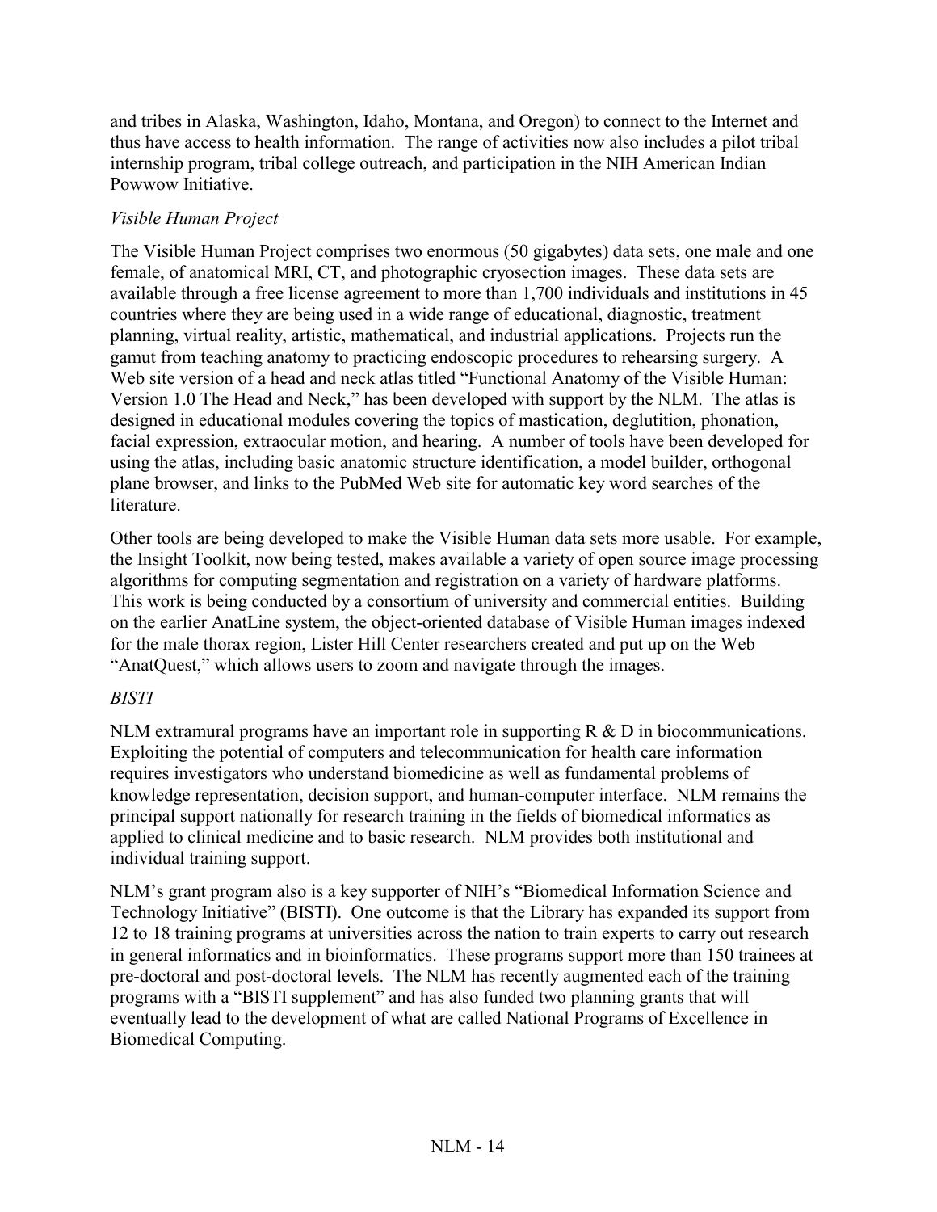and tribes in Alaska, Washington, Idaho, Montana, and Oregon) to connect to the Internet and thus have access to health information. The range of activities now also includes a pilot tribal internship program, tribal college outreach, and participation in the NIH American Indian Powwow Initiative.

*Visible Human Project*

The Visible Human Project comprises two enormous (50 gigabytes) data sets, one male and one female, of anatomical MRI, CT, and photographic cryosection images. These data sets are available through a free license agreement to more than 1,700 individuals and institutions in 45 countries where they are being used in a wide range of educational, diagnostic, treatment planning, virtual reality, artistic, mathematical, and industrial applications. Projects run the gamut from teaching anatomy to practicing endoscopic procedures to rehearsing surgery. A Web site version of a head and neck atlas titled "Functional Anatomy of the Visible Human: Version 1.0 The Head and Neck," has been developed with support by the NLM. The atlas is designed in educational modules covering the topics of mastication, deglutition, phonation, facial expression, extraocular motion, and hearing. A number of tools have been developed for using the atlas, including basic anatomic structure identification, a model builder, orthogonal plane browser, and links to the PubMed Web site for automatic key word searches of the literature.

Other tools are being developed to make the Visible Human data sets more usable. For example, the Insight Toolkit, now being tested, makes available a variety of open source image processing algorithms for computing segmentation and registration on a variety of hardware platforms. This work is being conducted by a consortium of university and commercial entities. Building on the earlier AnatLine system, the object-oriented database of Visible Human images indexed for the male thorax region, Lister Hill Center researchers created and put up on the Web "AnatQuest," which allows users to zoom and navigate through the images.

*BISTI*

NLM extramural programs have an important role in supporting R & D in biocommunications. Exploiting the potential of computers and telecommunication for health care information requires investigators who understand biomedicine as well as fundamental problems of knowledge representation, decision support, and human-computer interface. NLM remains the principal support nationally for research training in the fields of biomedical informatics as applied to clinical medicine and to basic research. NLM provides both institutional and individual training support.

NLM's grant program also is a key supporter of NIH's "Biomedical Information Science and Technology Initiative" (BISTI). One outcome is that the Library has expanded its support from 12 to 18 training programs at universities across the nation to train experts to carry out research in general informatics and in bioinformatics. These programs support more than 150 trainees at pre-doctoral and post-doctoral levels. The NLM has recently augmented each of the training programs with a "BISTI supplement" and has also funded two planning grants that will eventually lead to the development of what are called National Programs of Excellence in Biomedical Computing.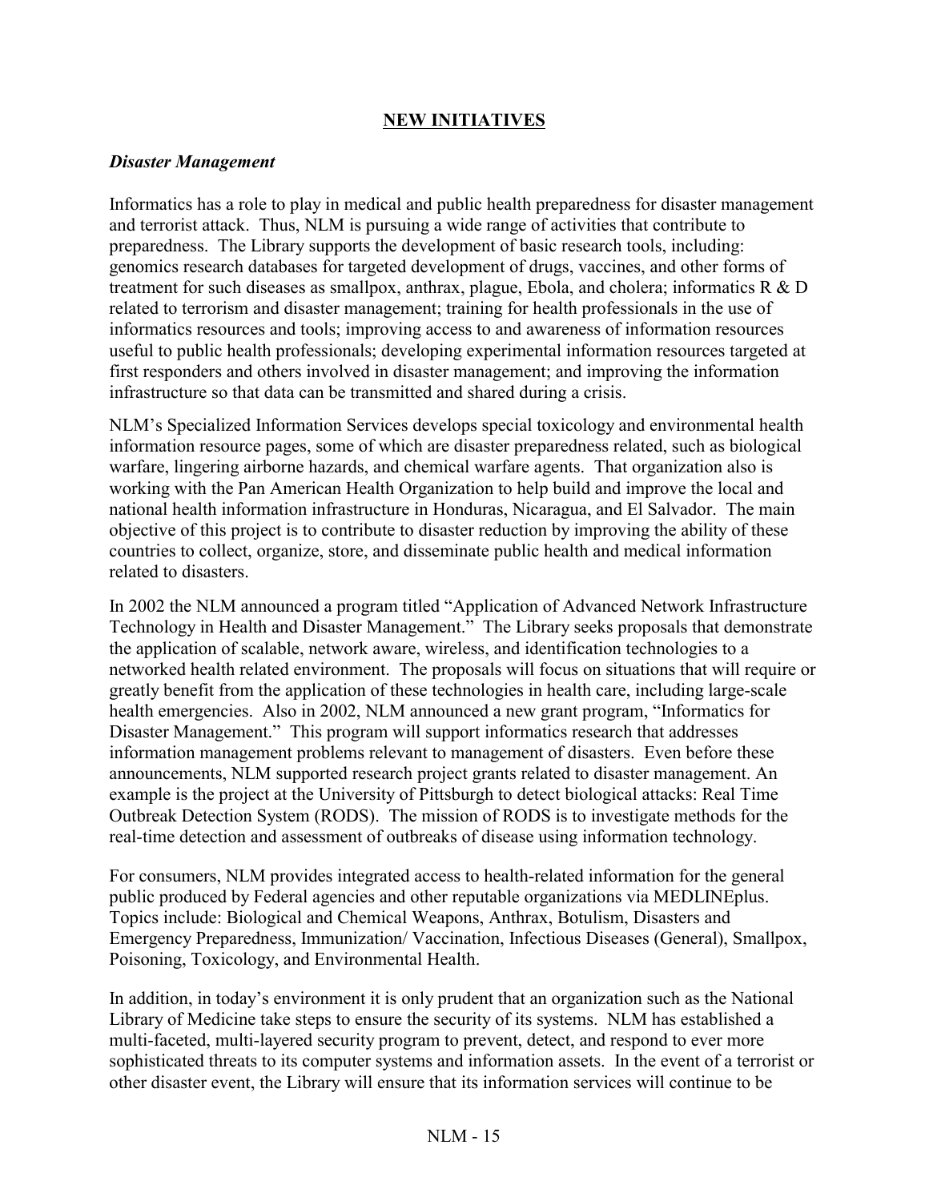## NEW INITIATIVES

### *Disaster Management*

Informatics has a role to play in medical and public health preparedness for disaster management and terrorist attack. Thus, NLM is pursuing a wide range of activities that contribute to preparedness. The Library supports the development of basic research tools, including: genomics research databases for targeted development of drugs, vaccines, and other forms of treatment for such diseases as smallpox, anthrax, plague, Ebola, and cholera; informatics R & D related to terrorism and disaster management; training for health professionals in the use of informatics resources and tools; improving access to and awareness of information resources useful to public health professionals; developing experimental information resources targeted at first responders and others involved in disaster management; and improving the information infrastructure so that data can be transmitted and shared during a crisis.

NLM's Specialized Information Services develops special toxicology and environmental health information resource pages, some of which are disaster preparedness related, such as biological warfare, lingering airborne hazards, and chemical warfare agents. That organization also is working with the Pan American Health Organization to help build and improve the local and national health information infrastructure in Honduras, Nicaragua, and El Salvador. The main objective of this project is to contribute to disaster reduction by improving the ability of these countries to collect, organize, store, and disseminate public health and medical information related to disasters.

In 2002 the NLM announced a program titled "Application of Advanced Network Infrastructure Technology in Health and Disaster Management." The Library seeks proposals that demonstrate the application of scalable, network aware, wireless, and identification technologies to a networked health related environment. The proposals will focus on situations that will require or greatly benefit from the application of these technologies in health care, including large-scale health emergencies. Also in 2002, NLM announced a new grant program, "Informatics for Disaster Management." This program will support informatics research that addresses information management problems relevant to management of disasters. Even before these announcements, NLM supported research project grants related to disaster management. An example is the project at the University of Pittsburgh to detect biological attacks: Real Time Outbreak Detection System (RODS). The mission of RODS is to investigate methods for the real-time detection and assessment of outbreaks of disease using information technology.

For consumers, NLM provides integrated access to health-related information for the general public produced by Federal agencies and other reputable organizations via MEDLINEplus. Topics include: Biological and Chemical Weapons, Anthrax, Botulism, Disasters and Emergency Preparedness, Immunization/ Vaccination, Infectious Diseases (General), Smallpox, Poisoning, Toxicology, and Environmental Health.

In addition, in today's environment it is only prudent that an organization such as the National Library of Medicine take steps to ensure the security of its systems. NLM has established a multi-faceted, multi-layered security program to prevent, detect, and respond to ever more sophisticated threats to its computer systems and information assets. In the event of a terrorist or other disaster event, the Library will ensure that its information services will continue to be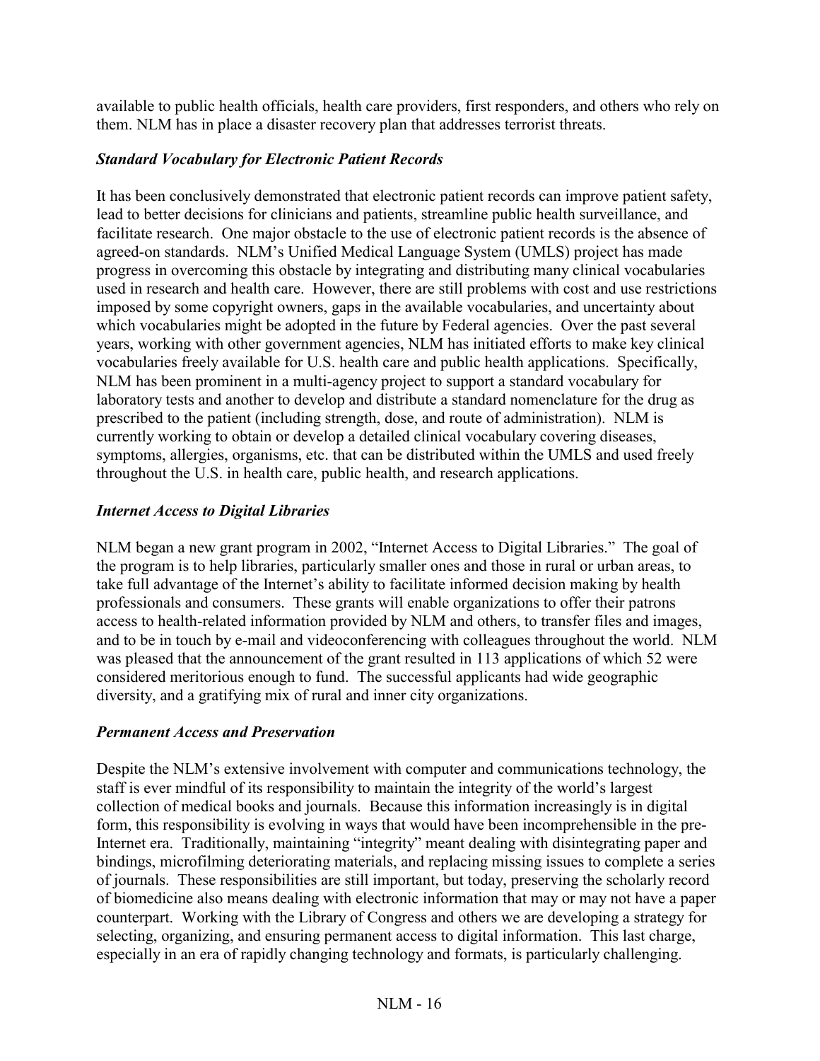available to public health officials, health care providers, first responders, and others who rely on them. NLM has in place a disaster recovery plan that addresses terrorist threats.

### *Standard Vocabulary for Electronic Patient Records*

It has been conclusively demonstrated that electronic patient records can improve patient safety, lead to better decisions for clinicians and patients, streamline public health surveillance, and facilitate research. One major obstacle to the use of electronic patient records is the absence of agreed-on standards. NLM's Unified Medical Language System (UMLS) project has made progress in overcoming this obstacle by integrating and distributing many clinical vocabularies used in research and health care. However, there are still problems with cost and use restrictions imposed by some copyright owners, gaps in the available vocabularies, and uncertainty about which vocabularies might be adopted in the future by Federal agencies. Over the past several years, working with other government agencies, NLM has initiated efforts to make key clinical vocabularies freely available for U.S. health care and public health applications. Specifically, NLM has been prominent in a multi-agency project to support a standard vocabulary for laboratory tests and another to develop and distribute a standard nomenclature for the drug as prescribed to the patient (including strength, dose, and route of administration). NLM is currently working to obtain or develop a detailed clinical vocabulary covering diseases, symptoms, allergies, organisms, etc. that can be distributed within the UMLS and used freely throughout the U.S. in health care, public health, and research applications.

### *Internet Access to Digital Libraries*

NLM began a new grant program in 2002, "Internet Access to Digital Libraries." The goal of the program is to help libraries, particularly smaller ones and those in rural or urban areas, to take full advantage of the Internet's ability to facilitate informed decision making by health professionals and consumers. These grants will enable organizations to offer their patrons access to health-related information provided by NLM and others, to transfer files and images, and to be in touch by e-mail and videoconferencing with colleagues throughout the world. NLM was pleased that the announcement of the grant resulted in 113 applications of which 52 were considered meritorious enough to fund. The successful applicants had wide geographic diversity, and a gratifying mix of rural and inner city organizations.

### *Permanent Access and Preservation*

Despite the NLM's extensive involvement with computer and communications technology, the staff is ever mindful of its responsibility to maintain the integrity of the world's largest collection of medical books and journals. Because this information increasingly is in digital form, this responsibility is evolving in ways that would have been incomprehensible in the pre-Internet era. Traditionally, maintaining "integrity" meant dealing with disintegrating paper and bindings, microfilming deteriorating materials, and replacing missing issues to complete a series of journals. These responsibilities are still important, but today, preserving the scholarly record of biomedicine also means dealing with electronic information that may or may not have a paper counterpart. Working with the Library of Congress and others we are developing a strategy for selecting, organizing, and ensuring permanent access to digital information. This last charge, especially in an era of rapidly changing technology and formats, is particularly challenging.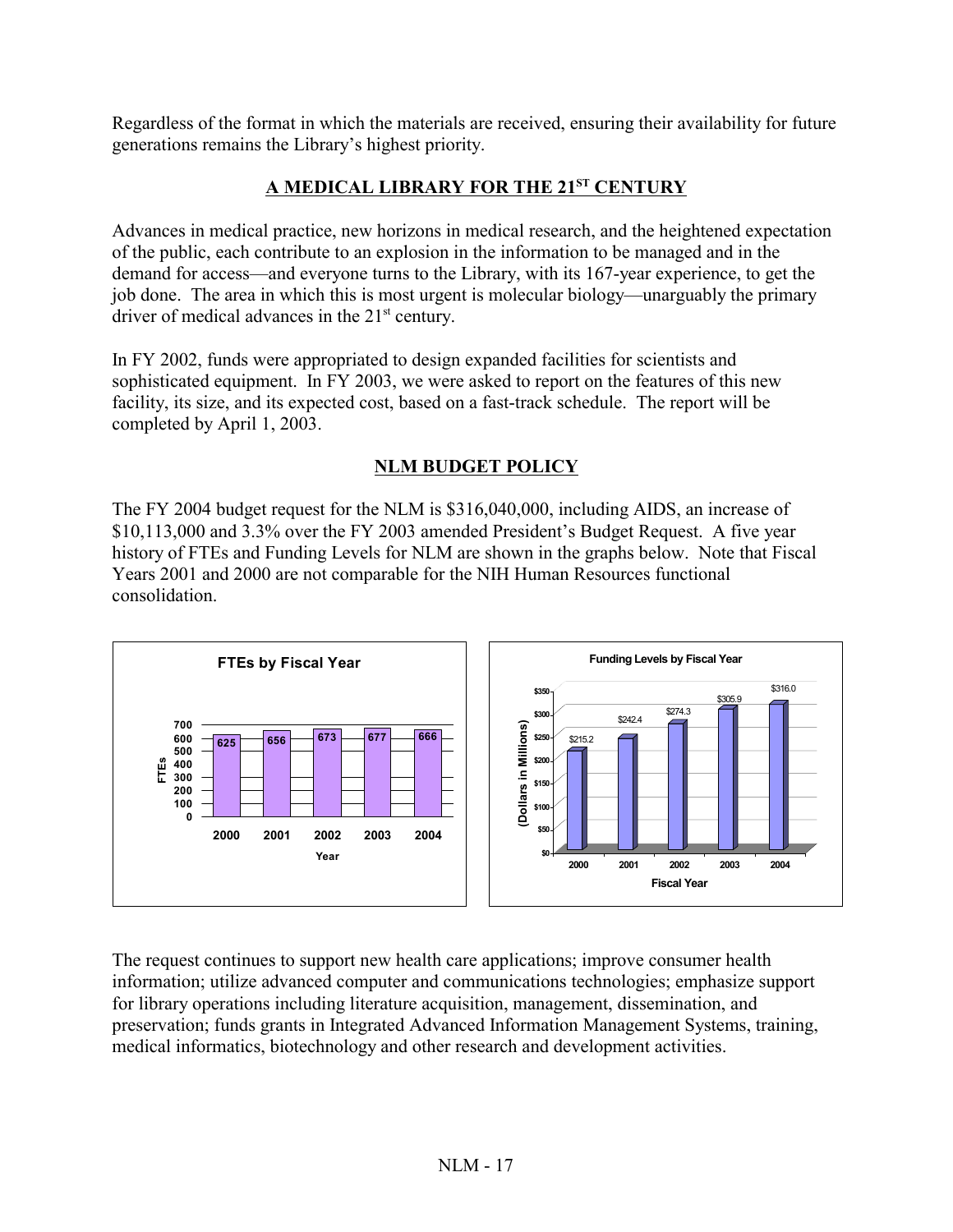Regardless of the format in which the materials are received, ensuring their availability for future generations remains the Library's highest priority.

## A MEDICAL LIBRARY FOR THE 21ST CENTURY

Advances in medical practice, new horizons in medical research, and the heightened expectation of the public, each contribute to an explosion in the information to be managed and in the demand for access—and everyone turns to the Library, with its 167-year experience, to get the job done. The area in which this is most urgent is molecular biology—unarguably the primary driver of medical advances in the 21st century.

In FY 2002, funds were appropriated to design expanded facilities for scientists and sophisticated equipment. In FY 2003, we were asked to report on the features of this new facility, its size, and its expected cost, based on a fast-track schedule. The report will be completed by April 1, 2003.

## NLM BUDGET POLICY

The FY 2004 budget request for the NLM is $316,040,000, including AIDS, an increase of $10,113,000 and 3.3% over the FY 2003 amended President's Budget Request. A five year history of FTEs and Funding Levels for NLM are shown in the graphs below. Note that Fiscal Years 2001 and 2000 are not comparable for the NIH Human Resources functional consolidation.

**FTEs by Fiscal Year**

| Year | FTEs |
|---|---|
| 2000 | 625 |
| 2001 | 656 |
| 2002 | 673 |
| 2003 | 677 |
| 2004 | 666 |

**Funding Levels by Fiscal Year**

| Fiscal Year | Dollars in Millions |
|---|---|
| 2000 | $215.2 |
| 2001 | $242.4 |
| 2002 | $274.3 |
| 2003 | $305.9 |
| 2004 | $316.0 |

The request continues to support new health care applications; improve consumer health information; utilize advanced computer and communications technologies; emphasize support for library operations including literature acquisition, management, dissemination, and preservation; funds grants in Integrated Advanced Information Management Systems, training, medical informatics, biotechnology and other research and development activities.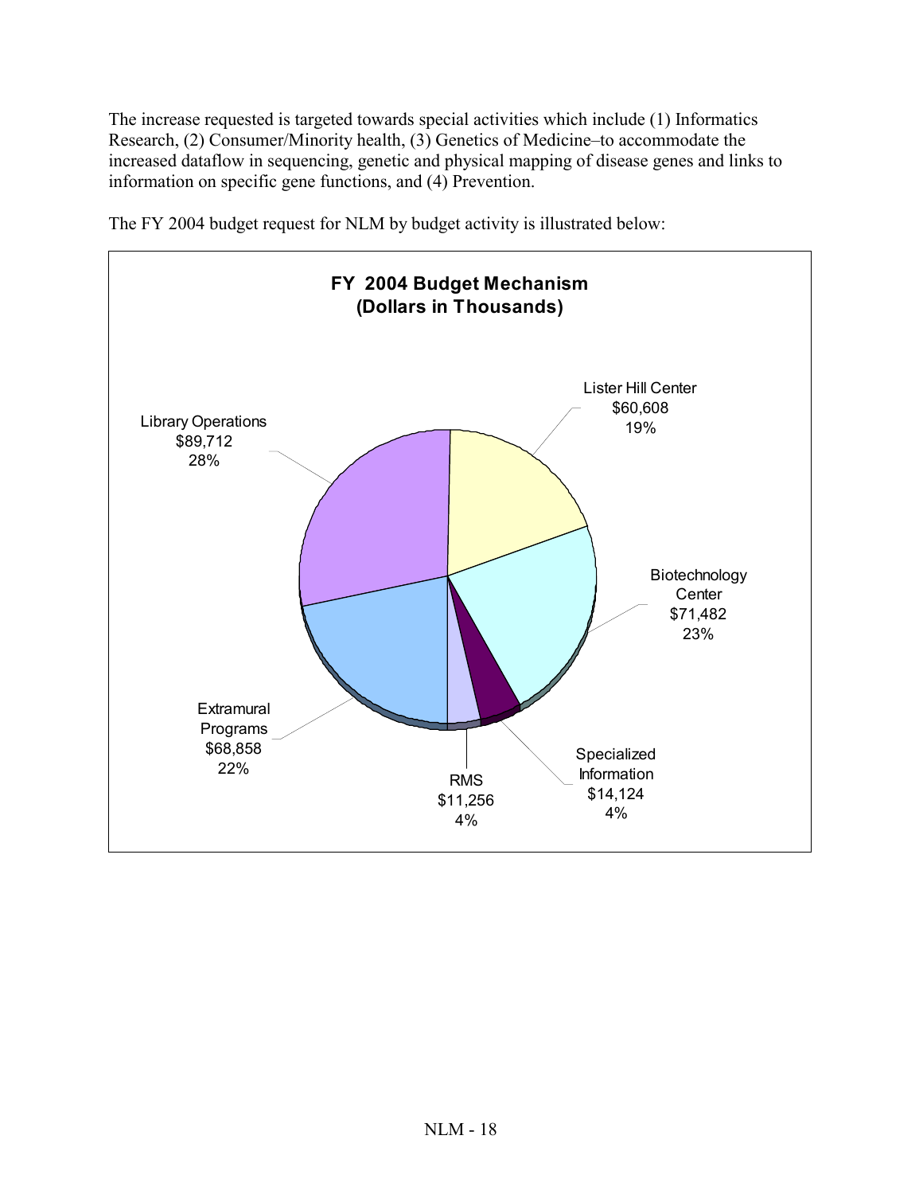The increase requested is targeted towards special activities which include (1) Informatics Research, (2) Consumer/Minority health, (3) Genetics of Medicine–to accommodate the increased dataflow in sequencing, genetic and physical mapping of disease genes and links to information on specific gene functions, and (4) Prevention.

The FY 2004 budget request for NLM by budget activity is illustrated below:

**FY 2004 Budget Mechanism (Dollars in Thousands)**

| Budget Activity | Amount | Percent |
|---|---|---|
| Library Operations | $89,712 | 28% |
| Lister Hill Center | $60,608 | 19% |
| Biotechnology Center | $71,482 | 23% |
| Specialized Information | $14,124 | 4% |
| RMS | $11,256 | 4% |
| Extramural Programs | $68,858 | 22% |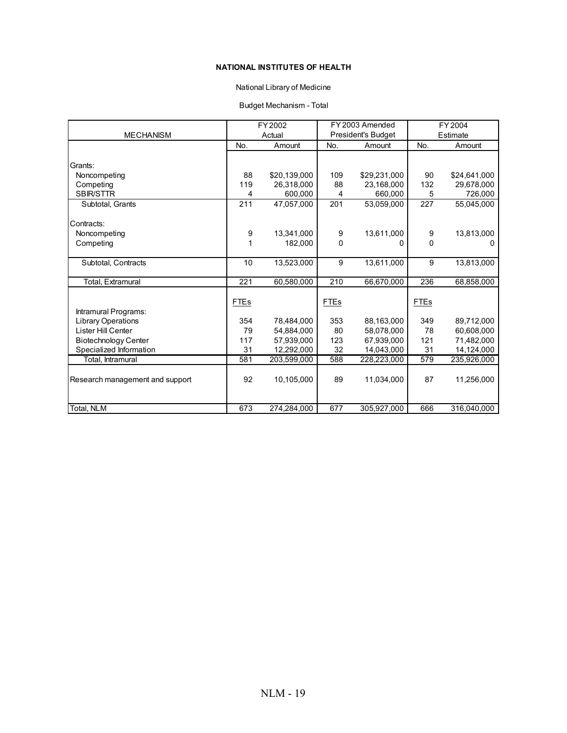**NATIONAL INSTITUTES OF HEALTH**

National Library of Medicine

Budget Mechanism - Total

| MECHANISM | FY 2002 Actual | | FY 2003 Amended President's Budget | | FY 2004 Estimate | |
|---|---|---|---|---|---|---|
| | No. | Amount | No. | Amount | No. | Amount |
| Grants: | | | | | | |
| Noncompeting | 88 | $20,139,000 | 109 | $29,231,000 | 90 | $24,641,000 |
| Competing | 119 | 26,318,000 | 88 | 23,168,000 | 132 | 29,678,000 |
| SBIR/STTR | 4 | 600,000 | 4 | 660,000 | 5 | 726,000 |
| Subtotal, Grants | 211 | 47,057,000 | 201 | 53,059,000 | 227 | 55,045,000 |
| Contracts: | | | | | | |
| Noncompeting | 9 | 13,341,000 | 9 | 13,611,000 | 9 | 13,813,000 |
| Competing | 1 | 182,000 | 0 | 0 | 0 | 0 |
| Subtotal, Contracts | 10 | 13,523,000 | 9 | 13,611,000 | 9 | 13,813,000 |
| Total, Extramural | 221 | 60,580,000 | 210 | 66,670,000 | 236 | 68,858,000 |
| | FTEs | | FTEs | | FTEs | |
| Intramural Programs: | | | | | | |
| Library Operations | 354 | 78,484,000 | 353 | 88,163,000 | 349 | 89,712,000 |
| Lister Hill Center | 79 | 54,884,000 | 80 | 58,078,000 | 78 | 60,608,000 |
| Biotechnology Center | 117 | 57,939,000 | 123 | 67,939,000 | 121 | 71,482,000 |
| Specialized Information | 31 | 12,292,000 | 32 | 14,043,000 | 31 | 14,124,000 |
| Total, Intramural | 581 | 203,599,000 | 588 | 228,223,000 | 579 | 235,926,000 |
| Research management and support | 92 | 10,105,000 | 89 | 11,034,000 | 87 | 11,256,000 |
| Total, NLM | 673 | 274,284,000 | 677 | 305,927,000 | 666 | 316,040,000 |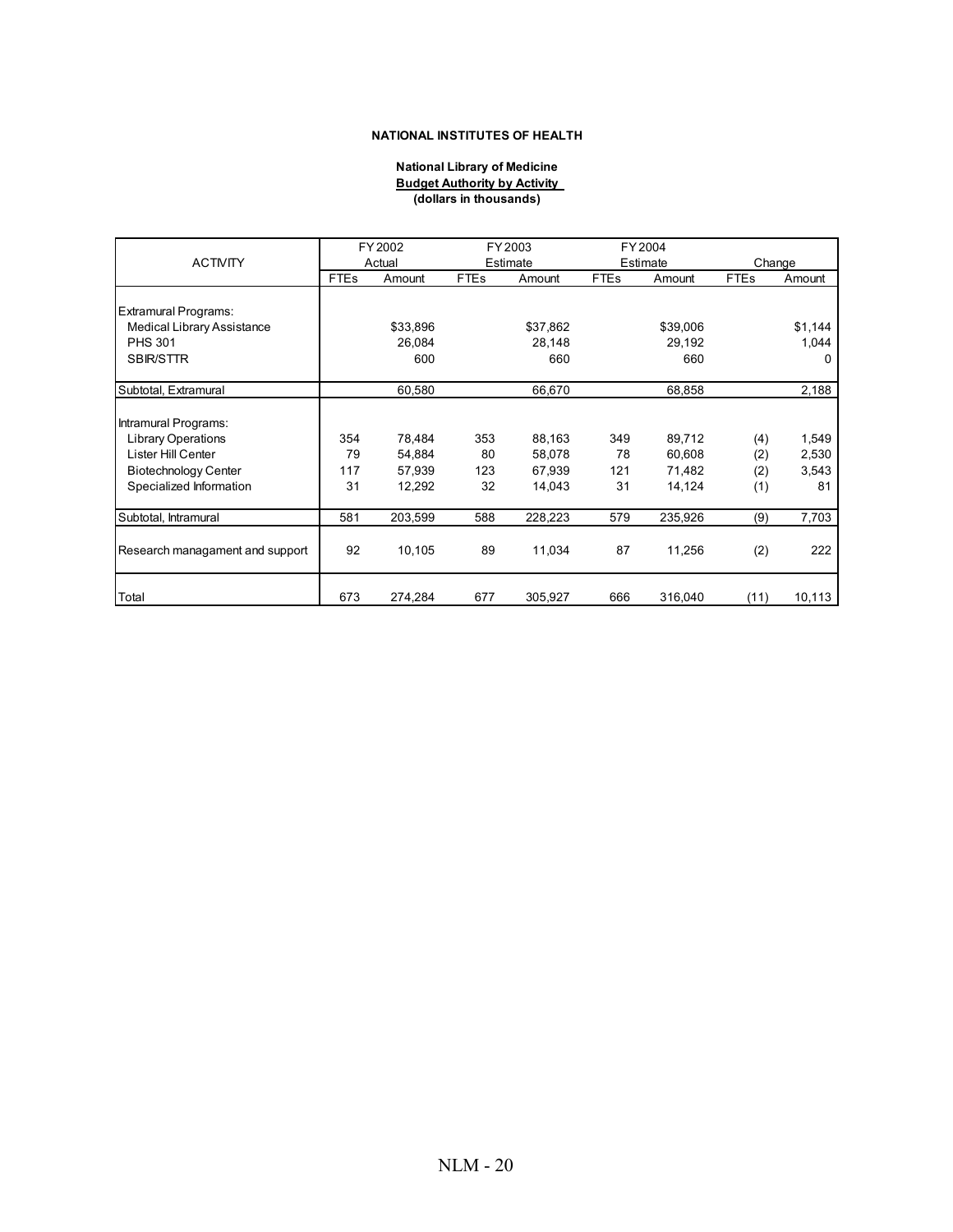**NATIONAL INSTITUTES OF HEALTH**

**National Library of Medicine**
**Budget Authority by Activity**
**(dollars in thousands)**

| ACTIVITY | FY 2002 Actual | | FY 2003 Estimate | | FY 2004 Estimate | | Change | |
|---|---|---|---|---|---|---|---|---|
| | FTEs | Amount | FTEs | Amount | FTEs | Amount | FTEs | Amount |
| Extramural Programs: | | | | | | | | |
| Medical Library Assistance | | $33,896 | | $37,862 | | $39,006 | | $1,144 |
| PHS 301 | | 26,084 | | 28,148 | | 29,192 | | 1,044 |
| SBIR/STTR | | 600 | | 660 | | 660 | | 0 |
| Subtotal, Extramural | | 60,580 | | 66,670 | | 68,858 | | 2,188 |
| Intramural Programs: | | | | | | | | |
| Library Operations | 354 | 78,484 | 353 | 88,163 | 349 | 89,712 | (4) | 1,549 |
| Lister Hill Center | 79 | 54,884 | 80 | 58,078 | 78 | 60,608 | (2) | 2,530 |
| Biotechnology Center | 117 | 57,939 | 123 | 67,939 | 121 | 71,482 | (2) | 3,543 |
| Specialized Information | 31 | 12,292 | 32 | 14,043 | 31 | 14,124 | (1) | 81 |
| Subtotal, Intramural | 581 | 203,599 | 588 | 228,223 | 579 | 235,926 | (9) | 7,703 |
| Research managament and support | 92 | 10,105 | 89 | 11,034 | 87 | 11,256 | (2) | 222 |
| Total | 673 | 274,284 | 677 | 305,927 | 666 | 316,040 | (11) | 10,113 |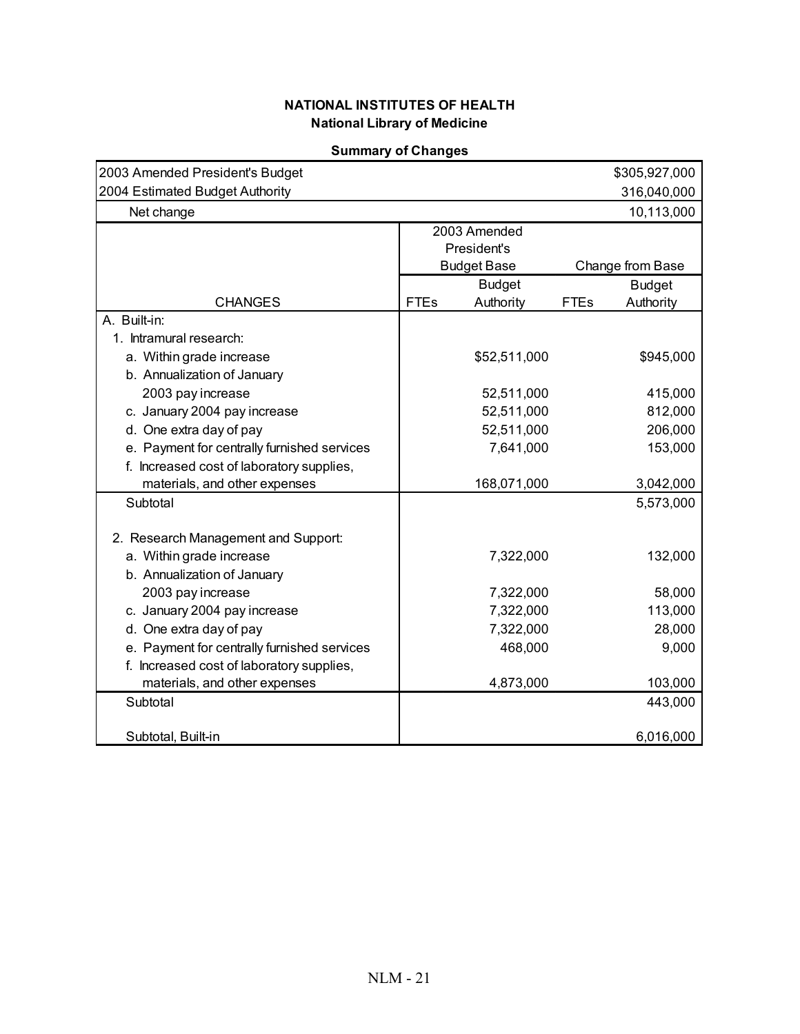**NATIONAL INSTITUTES OF HEALTH**
**National Library of Medicine**

**Summary of Changes**

| | | | | |
|---|---|---|---|---|
| 2003 Amended President's Budget | | | | $305,927,000 |
| 2004 Estimated Budget Authority | | | | 316,040,000 |
| Net change | | | | 10,113,000 |

| | 2003 Amended President's Budget Base | | Change from Base | |
|---|---|---|---|---|
| CHANGES | FTEs | Budget Authority | FTEs | Budget Authority |
| A. Built-in: | | | | |
| 1. Intramural research: | | | | |
| a. Within grade increase | | $52,511,000 | | $945,000 |
| b. Annualization of January 2003 pay increase | | 52,511,000 | | 415,000 |
| c. January 2004 pay increase | | 52,511,000 | | 812,000 |
| d. One extra day of pay | | 52,511,000 | | 206,000 |
| e. Payment for centrally furnished services | | 7,641,000 | | 153,000 |
| f. Increased cost of laboratory supplies, materials, and other expenses | | 168,071,000 | | 3,042,000 |
| Subtotal | | | | 5,573,000 |
| 2. Research Management and Support: | | | | |
| a. Within grade increase | | 7,322,000 | | 132,000 |
| b. Annualization of January 2003 pay increase | | 7,322,000 | | 58,000 |
| c. January 2004 pay increase | | 7,322,000 | | 113,000 |
| d. One extra day of pay | | 7,322,000 | | 28,000 |
| e. Payment for centrally furnished services | | 468,000 | | 9,000 |
| f. Increased cost of laboratory supplies, materials, and other expenses | | 4,873,000 | | 103,000 |
| Subtotal | | | | 443,000 |
| Subtotal, Built-in | | | | 6,016,000 |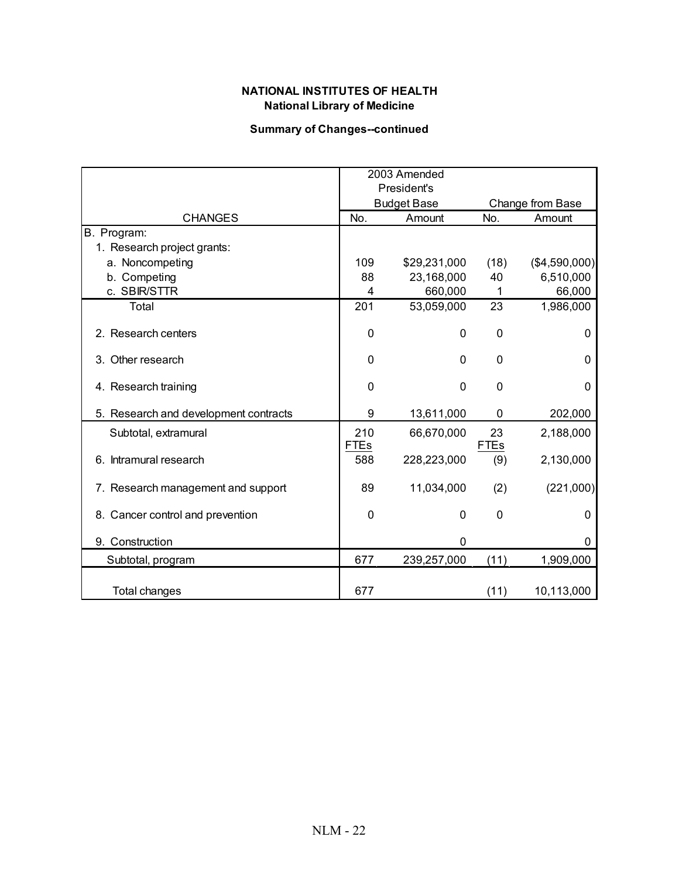**NATIONAL INSTITUTES OF HEALTH**
**National Library of Medicine**

**Summary of Changes--continued**

| CHANGES | 2003 Amended President's Budget Base No. | 2003 Amended President's Budget Base Amount | Change from Base No. | Change from Base Amount |
|---|---|---|---|---|
| B. Program: | | | | |
| 1. Research project grants: | | | | |
| a. Noncompeting | 109 | $29,231,000 | (18) | ($4,590,000) |
| b. Competing | 88 | 23,168,000 | 40 | 6,510,000 |
| c. SBIR/STTR | 4 | 660,000 | 1 | 66,000 |
| Total | 201 | 53,059,000 | 23 | 1,986,000 |
| 2. Research centers | 0 | 0 | 0 | 0 |
| 3. Other research | 0 | 0 | 0 | 0 |
| 4. Research training | 0 | 0 | 0 | 0 |
| 5. Research and development contracts | 9 | 13,611,000 | 0 | 202,000 |
| Subtotal, extramural | 210 | 66,670,000 | 23 | 2,188,000 |
| | FTEs | | FTEs | |
| 6. Intramural research | 588 | 228,223,000 | (9) | 2,130,000 |
| 7. Research management and support | 89 | 11,034,000 | (2) | (221,000) |
| 8. Cancer control and prevention | 0 | 0 | 0 | 0 |
| 9. Construction | | 0 | | 0 |
| Subtotal, program | 677 | 239,257,000 | (11) | 1,909,000 |
| Total changes | 677 | | (11) | 10,113,000 |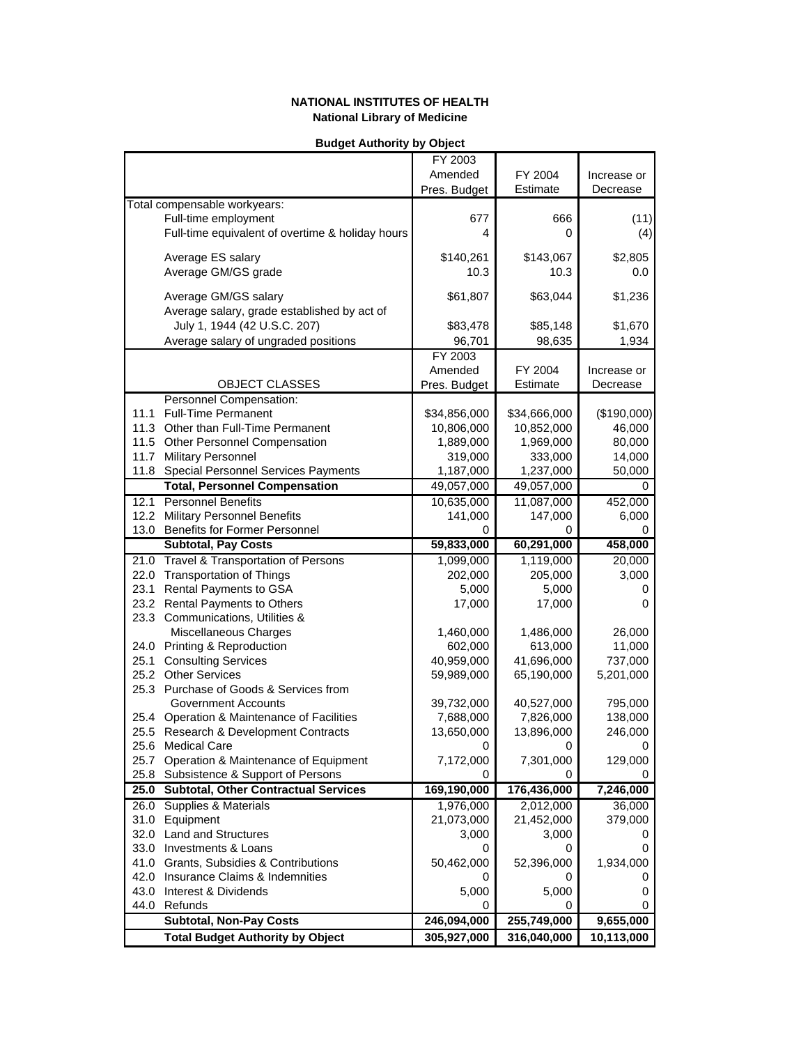**NATIONAL INSTITUTES OF HEALTH**
**National Library of Medicine**

**Budget Authority by Object**

| | | FY 2003 Amended Pres. Budget | FY 2004 Estimate | Increase or Decrease |
|---|---|---|---|---|
| Total compensable workyears: | | | | |
| | Full-time employment | 677 | 666 | (11) |
| | Full-time equivalent of overtime & holiday hours | 4 | 0 | (4) |
| | Average ES salary | $140,261 | $143,067 | $2,805 |
| | Average GM/GS grade | 10.3 | 10.3 | 0.0 |
| | Average GM/GS salary | $61,807 | $63,044 | $1,236 |
| | Average salary, grade established by act of July 1, 1944 (42 U.S.C. 207) | $83,478 | $85,148 | $1,670 |
| | Average salary of ungraded positions | 96,701 | 98,635 | 1,934 |
| | OBJECT CLASSES | FY 2003 Amended Pres. Budget | FY 2004 Estimate | Increase or Decrease |
| | Personnel Compensation: | | | |
| 11.1 | Full-Time Permanent | $34,856,000 | $34,666,000 | ($190,000) |
| 11.3 | Other than Full-Time Permanent | 10,806,000 | 10,852,000 | 46,000 |
| 11.5 | Other Personnel Compensation | 1,889,000 | 1,969,000 | 80,000 |
| 11.7 | Military Personnel | 319,000 | 333,000 | 14,000 |
| 11.8 | Special Personnel Services Payments | 1,187,000 | 1,237,000 | 50,000 |
| | **Total, Personnel Compensation** | 49,057,000 | 49,057,000 | 0 |
| 12.1 | Personnel Benefits | 10,635,000 | 11,087,000 | 452,000 |
| 12.2 | Military Personnel Benefits | 141,000 | 147,000 | 6,000 |
| 13.0 | Benefits for Former Personnel | 0 | 0 | 0 |
| | **Subtotal, Pay Costs** | **59,833,000** | **60,291,000** | **458,000** |
| 21.0 | Travel & Transportation of Persons | 1,099,000 | 1,119,000 | 20,000 |
| 22.0 | Transportation of Things | 202,000 | 205,000 | 3,000 |
| 23.1 | Rental Payments to GSA | 5,000 | 5,000 | 0 |
| 23.2 | Rental Payments to Others | 17,000 | 17,000 | 0 |
| 23.3 | Communications, Utilities & Miscellaneous Charges | 1,460,000 | 1,486,000 | 26,000 |
| 24.0 | Printing & Reproduction | 602,000 | 613,000 | 11,000 |
| 25.1 | Consulting Services | 40,959,000 | 41,696,000 | 737,000 |
| 25.2 | Other Services | 59,989,000 | 65,190,000 | 5,201,000 |
| 25.3 | Purchase of Goods & Services from Government Accounts | 39,732,000 | 40,527,000 | 795,000 |
| 25.4 | Operation & Maintenance of Facilities | 7,688,000 | 7,826,000 | 138,000 |
| 25.5 | Research & Development Contracts | 13,650,000 | 13,896,000 | 246,000 |
| 25.6 | Medical Care | 0 | 0 | 0 |
| 25.7 | Operation & Maintenance of Equipment | 7,172,000 | 7,301,000 | 129,000 |
| 25.8 | Subsistence & Support of Persons | 0 | 0 | 0 |
| **25.0** | **Subtotal, Other Contractual Services** | **169,190,000** | **176,436,000** | **7,246,000** |
| 26.0 | Supplies & Materials | 1,976,000 | 2,012,000 | 36,000 |
| 31.0 | Equipment | 21,073,000 | 21,452,000 | 379,000 |
| 32.0 | Land and Structures | 3,000 | 3,000 | 0 |
| 33.0 | Investments & Loans | 0 | 0 | 0 |
| 41.0 | Grants, Subsidies & Contributions | 50,462,000 | 52,396,000 | 1,934,000 |
| 42.0 | Insurance Claims & Indemnities | 0 | 0 | 0 |
| 43.0 | Interest & Dividends | 5,000 | 5,000 | 0 |
| 44.0 | Refunds | 0 | 0 | 0 |
| | **Subtotal, Non-Pay Costs** | **246,094,000** | **255,749,000** | **9,655,000** |
| | **Total Budget Authority by Object** | **305,927,000** | **316,040,000** | **10,113,000** |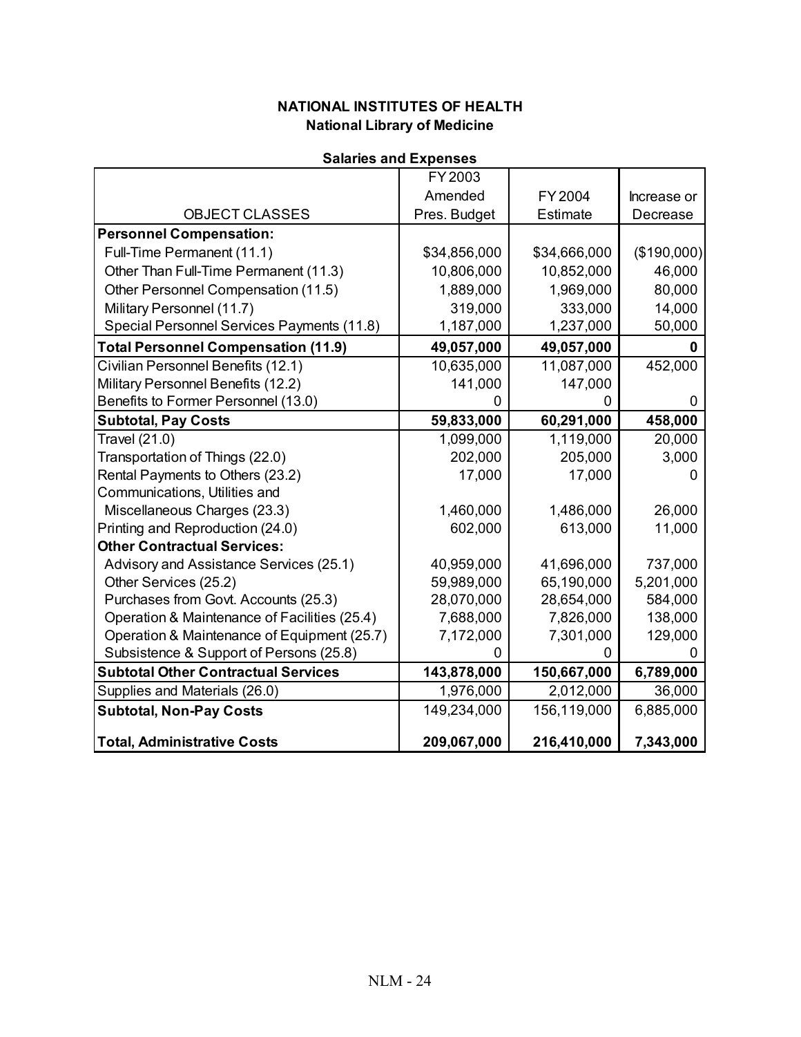**NATIONAL INSTITUTES OF HEALTH**
**National Library of Medicine**

**Salaries and Expenses**

| OBJECT CLASSES | FY 2003 Amended Pres. Budget | FY 2004 Estimate | Increase or Decrease |
|---|---|---|---|
| **Personnel Compensation:** | | | |
| Full-Time Permanent (11.1) | $34,856,000 | $34,666,000 | ($190,000) |
| Other Than Full-Time Permanent (11.3) | 10,806,000 | 10,852,000 | 46,000 |
| Other Personnel Compensation (11.5) | 1,889,000 | 1,969,000 | 80,000 |
| Military Personnel (11.7) | 319,000 | 333,000 | 14,000 |
| Special Personnel Services Payments (11.8) | 1,187,000 | 1,237,000 | 50,000 |
| **Total Personnel Compensation (11.9)** | **49,057,000** | **49,057,000** | **0** |
| Civilian Personnel Benefits (12.1) | 10,635,000 | 11,087,000 | 452,000 |
| Military Personnel Benefits (12.2) | 141,000 | 147,000 | |
| Benefits to Former Personnel (13.0) | 0 | 0 | 0 |
| **Subtotal, Pay Costs** | **59,833,000** | **60,291,000** | **458,000** |
| Travel (21.0) | 1,099,000 | 1,119,000 | 20,000 |
| Transportation of Things (22.0) | 202,000 | 205,000 | 3,000 |
| Rental Payments to Others (23.2) | 17,000 | 17,000 | 0 |
| Communications, Utilities and Miscellaneous Charges (23.3) | 1,460,000 | 1,486,000 | 26,000 |
| Printing and Reproduction (24.0) | 602,000 | 613,000 | 11,000 |
| **Other Contractual Services:** | | | |
| Advisory and Assistance Services (25.1) | 40,959,000 | 41,696,000 | 737,000 |
| Other Services (25.2) | 59,989,000 | 65,190,000 | 5,201,000 |
| Purchases from Govt. Accounts (25.3) | 28,070,000 | 28,654,000 | 584,000 |
| Operation & Maintenance of Facilities (25.4) | 7,688,000 | 7,826,000 | 138,000 |
| Operation & Maintenance of Equipment (25.7) | 7,172,000 | 7,301,000 | 129,000 |
| Subsistence & Support of Persons (25.8) | 0 | 0 | 0 |
| **Subtotal Other Contractual Services** | **143,878,000** | **150,667,000** | **6,789,000** |
| Supplies and Materials (26.0) | 1,976,000 | 2,012,000 | 36,000 |
| **Subtotal, Non-Pay Costs** | 149,234,000 | 156,119,000 | 6,885,000 |
| **Total, Administrative Costs** | **209,067,000** | **216,410,000** | **7,343,000** |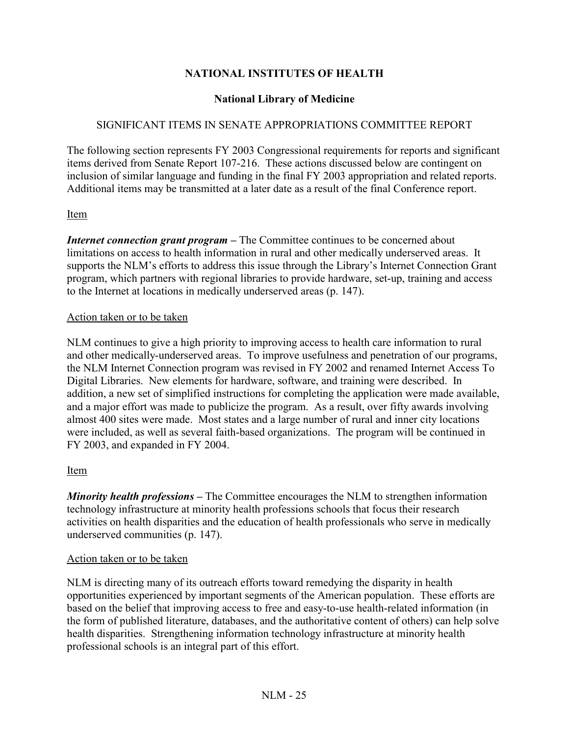# NATIONAL INSTITUTES OF HEALTH

## National Library of Medicine

### SIGNIFICANT ITEMS IN SENATE APPROPRIATIONS COMMITTEE REPORT

The following section represents FY 2003 Congressional requirements for reports and significant items derived from Senate Report 107-216. These actions discussed below are contingent on inclusion of similar language and funding in the final FY 2003 appropriation and related reports. Additional items may be transmitted at a later date as a result of the final Conference report.

Item

***Internet connection grant program*** **–** The Committee continues to be concerned about limitations on access to health information in rural and other medically underserved areas. It supports the NLM's efforts to address this issue through the Library's Internet Connection Grant program, which partners with regional libraries to provide hardware, set-up, training and access to the Internet at locations in medically underserved areas (p. 147).

Action taken or to be taken

NLM continues to give a high priority to improving access to health care information to rural and other medically-underserved areas. To improve usefulness and penetration of our programs, the NLM Internet Connection program was revised in FY 2002 and renamed Internet Access To Digital Libraries. New elements for hardware, software, and training were described. In addition, a new set of simplified instructions for completing the application were made available, and a major effort was made to publicize the program. As a result, over fifty awards involving almost 400 sites were made. Most states and a large number of rural and inner city locations were included, as well as several faith-based organizations. The program will be continued in FY 2003, and expanded in FY 2004.

Item

***Minority health professions*** **–** The Committee encourages the NLM to strengthen information technology infrastructure at minority health professions schools that focus their research activities on health disparities and the education of health professionals who serve in medically underserved communities (p. 147).

Action taken or to be taken

NLM is directing many of its outreach efforts toward remedying the disparity in health opportunities experienced by important segments of the American population. These efforts are based on the belief that improving access to free and easy-to-use health-related information (in the form of published literature, databases, and the authoritative content of others) can help solve health disparities. Strengthening information technology infrastructure at minority health professional schools is an integral part of this effort.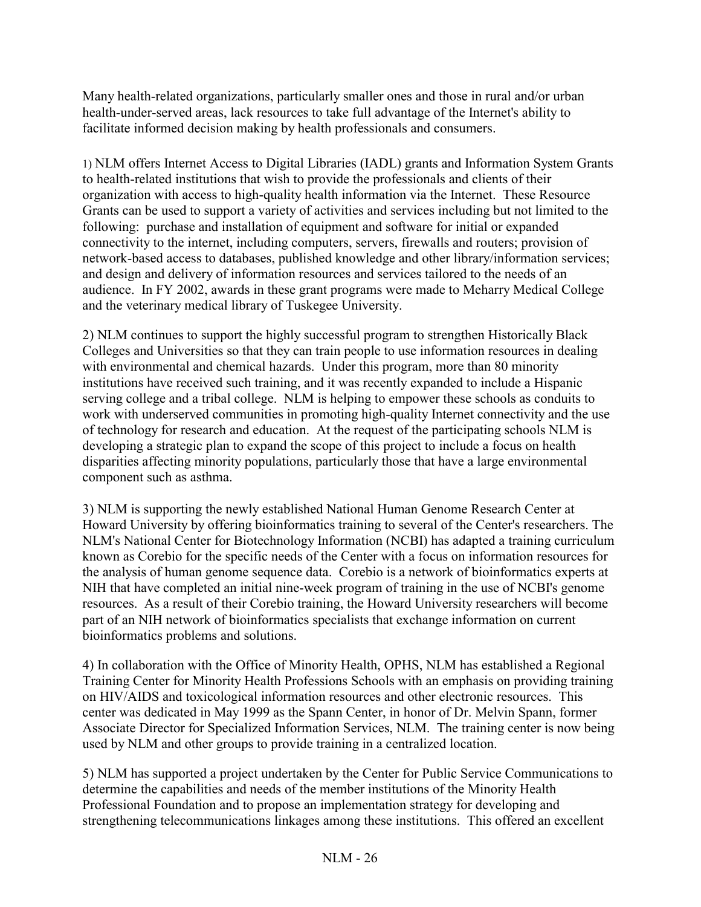Many health-related organizations, particularly smaller ones and those in rural and/or urban health-under-served areas, lack resources to take full advantage of the Internet's ability to facilitate informed decision making by health professionals and consumers.

1) NLM offers Internet Access to Digital Libraries (IADL) grants and Information System Grants to health-related institutions that wish to provide the professionals and clients of their organization with access to high-quality health information via the Internet. These Resource Grants can be used to support a variety of activities and services including but not limited to the following: purchase and installation of equipment and software for initial or expanded connectivity to the internet, including computers, servers, firewalls and routers; provision of network-based access to databases, published knowledge and other library/information services; and design and delivery of information resources and services tailored to the needs of an audience. In FY 2002, awards in these grant programs were made to Meharry Medical College and the veterinary medical library of Tuskegee University.

2) NLM continues to support the highly successful program to strengthen Historically Black Colleges and Universities so that they can train people to use information resources in dealing with environmental and chemical hazards. Under this program, more than 80 minority institutions have received such training, and it was recently expanded to include a Hispanic serving college and a tribal college. NLM is helping to empower these schools as conduits to work with underserved communities in promoting high-quality Internet connectivity and the use of technology for research and education. At the request of the participating schools NLM is developing a strategic plan to expand the scope of this project to include a focus on health disparities affecting minority populations, particularly those that have a large environmental component such as asthma.

3) NLM is supporting the newly established National Human Genome Research Center at Howard University by offering bioinformatics training to several of the Center's researchers. The NLM's National Center for Biotechnology Information (NCBI) has adapted a training curriculum known as Corebio for the specific needs of the Center with a focus on information resources for the analysis of human genome sequence data. Corebio is a network of bioinformatics experts at NIH that have completed an initial nine-week program of training in the use of NCBI's genome resources. As a result of their Corebio training, the Howard University researchers will become part of an NIH network of bioinformatics specialists that exchange information on current bioinformatics problems and solutions.

4) In collaboration with the Office of Minority Health, OPHS, NLM has established a Regional Training Center for Minority Health Professions Schools with an emphasis on providing training on HIV/AIDS and toxicological information resources and other electronic resources. This center was dedicated in May 1999 as the Spann Center, in honor of Dr. Melvin Spann, former Associate Director for Specialized Information Services, NLM. The training center is now being used by NLM and other groups to provide training in a centralized location.

5) NLM has supported a project undertaken by the Center for Public Service Communications to determine the capabilities and needs of the member institutions of the Minority Health Professional Foundation and to propose an implementation strategy for developing and strengthening telecommunications linkages among these institutions. This offered an excellent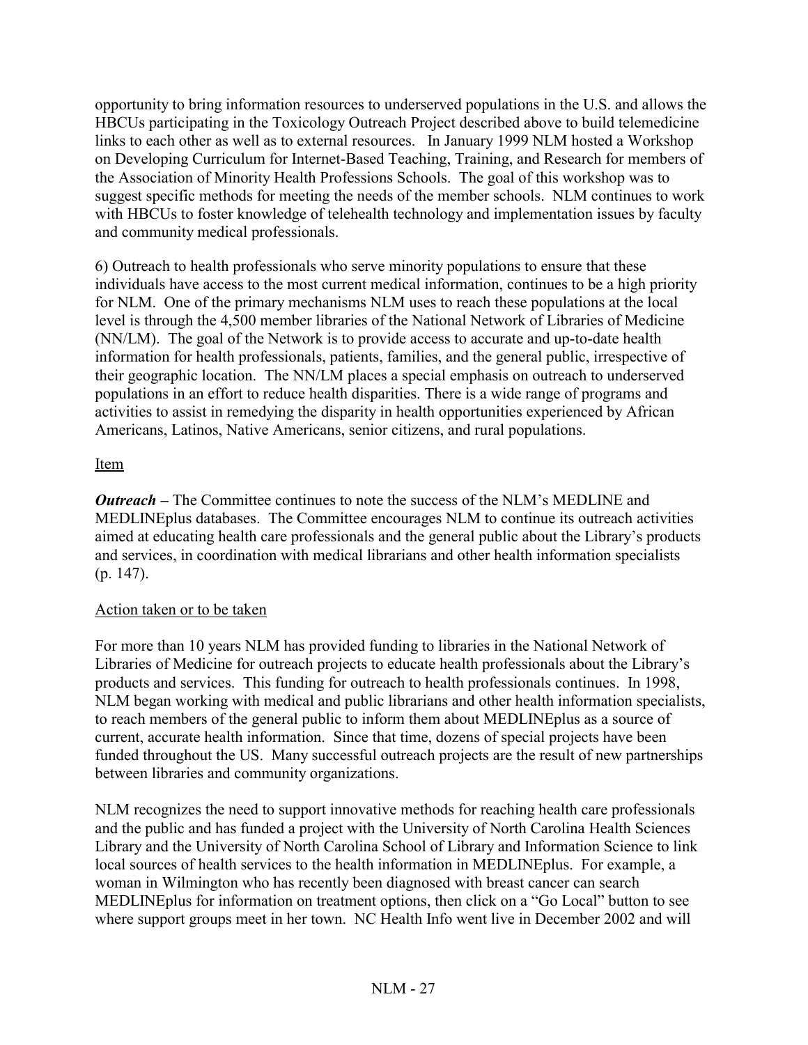opportunity to bring information resources to underserved populations in the U.S. and allows the HBCUs participating in the Toxicology Outreach Project described above to build telemedicine links to each other as well as to external resources. In January 1999 NLM hosted a Workshop on Developing Curriculum for Internet-Based Teaching, Training, and Research for members of the Association of Minority Health Professions Schools. The goal of this workshop was to suggest specific methods for meeting the needs of the member schools. NLM continues to work with HBCUs to foster knowledge of telehealth technology and implementation issues by faculty and community medical professionals.

6) Outreach to health professionals who serve minority populations to ensure that these individuals have access to the most current medical information, continues to be a high priority for NLM. One of the primary mechanisms NLM uses to reach these populations at the local level is through the 4,500 member libraries of the National Network of Libraries of Medicine (NN/LM). The goal of the Network is to provide access to accurate and up-to-date health information for health professionals, patients, families, and the general public, irrespective of their geographic location. The NN/LM places a special emphasis on outreach to underserved populations in an effort to reduce health disparities. There is a wide range of programs and activities to assist in remedying the disparity in health opportunities experienced by African Americans, Latinos, Native Americans, senior citizens, and rural populations.

Item

***Outreach*** – The Committee continues to note the success of the NLM's MEDLINE and MEDLINEplus databases. The Committee encourages NLM to continue its outreach activities aimed at educating health care professionals and the general public about the Library's products and services, in coordination with medical librarians and other health information specialists (p. 147).

Action taken or to be taken

For more than 10 years NLM has provided funding to libraries in the National Network of Libraries of Medicine for outreach projects to educate health professionals about the Library's products and services. This funding for outreach to health professionals continues. In 1998, NLM began working with medical and public librarians and other health information specialists, to reach members of the general public to inform them about MEDLINEplus as a source of current, accurate health information. Since that time, dozens of special projects have been funded throughout the US. Many successful outreach projects are the result of new partnerships between libraries and community organizations.

NLM recognizes the need to support innovative methods for reaching health care professionals and the public and has funded a project with the University of North Carolina Health Sciences Library and the University of North Carolina School of Library and Information Science to link local sources of health services to the health information in MEDLINEplus. For example, a woman in Wilmington who has recently been diagnosed with breast cancer can search MEDLINEplus for information on treatment options, then click on a "Go Local" button to see where support groups meet in her town. NC Health Info went live in December 2002 and will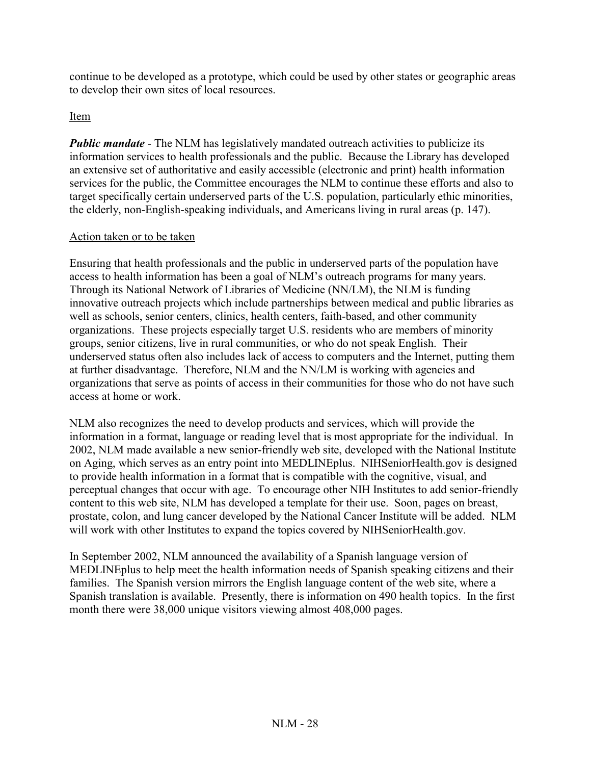continue to be developed as a prototype, which could be used by other states or geographic areas to develop their own sites of local resources.

Item

***Public mandate*** - The NLM has legislatively mandated outreach activities to publicize its information services to health professionals and the public. Because the Library has developed an extensive set of authoritative and easily accessible (electronic and print) health information services for the public, the Committee encourages the NLM to continue these efforts and also to target specifically certain underserved parts of the U.S. population, particularly ethic minorities, the elderly, non-English-speaking individuals, and Americans living in rural areas (p. 147).

Action taken or to be taken

Ensuring that health professionals and the public in underserved parts of the population have access to health information has been a goal of NLM's outreach programs for many years. Through its National Network of Libraries of Medicine (NN/LM), the NLM is funding innovative outreach projects which include partnerships between medical and public libraries as well as schools, senior centers, clinics, health centers, faith-based, and other community organizations. These projects especially target U.S. residents who are members of minority groups, senior citizens, live in rural communities, or who do not speak English. Their underserved status often also includes lack of access to computers and the Internet, putting them at further disadvantage. Therefore, NLM and the NN/LM is working with agencies and organizations that serve as points of access in their communities for those who do not have such access at home or work.

NLM also recognizes the need to develop products and services, which will provide the information in a format, language or reading level that is most appropriate for the individual. In 2002, NLM made available a new senior-friendly web site, developed with the National Institute on Aging, which serves as an entry point into MEDLINEplus. NIHSeniorHealth.gov is designed to provide health information in a format that is compatible with the cognitive, visual, and perceptual changes that occur with age. To encourage other NIH Institutes to add senior-friendly content to this web site, NLM has developed a template for their use. Soon, pages on breast, prostate, colon, and lung cancer developed by the National Cancer Institute will be added. NLM will work with other Institutes to expand the topics covered by NIHSeniorHealth.gov.

In September 2002, NLM announced the availability of a Spanish language version of MEDLINEplus to help meet the health information needs of Spanish speaking citizens and their families. The Spanish version mirrors the English language content of the web site, where a Spanish translation is available. Presently, there is information on 490 health topics. In the first month there were 38,000 unique visitors viewing almost 408,000 pages.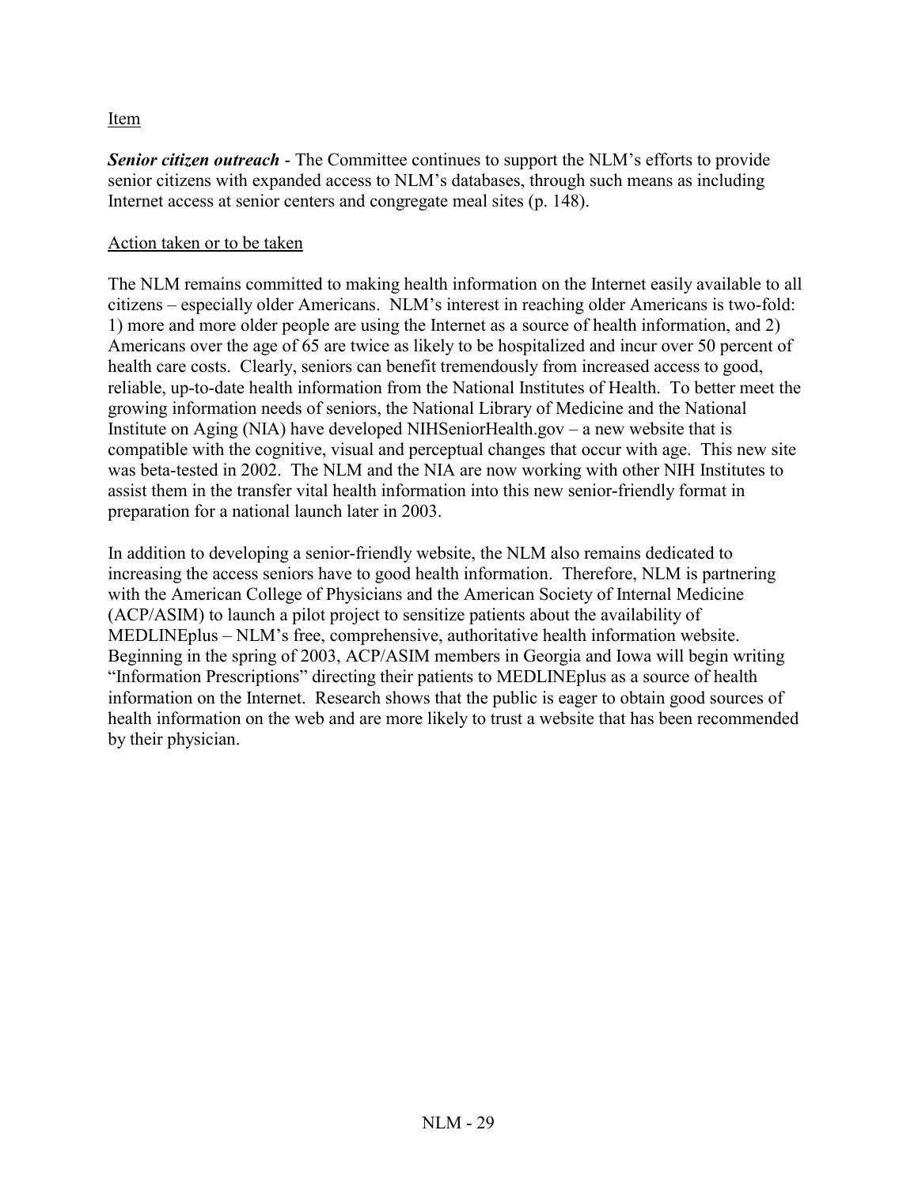Item

***Senior citizen outreach*** - The Committee continues to support the NLM's efforts to provide senior citizens with expanded access to NLM's databases, through such means as including Internet access at senior centers and congregate meal sites (p. 148).

Action taken or to be taken

The NLM remains committed to making health information on the Internet easily available to all citizens – especially older Americans. NLM's interest in reaching older Americans is two-fold: 1) more and more older people are using the Internet as a source of health information, and 2) Americans over the age of 65 are twice as likely to be hospitalized and incur over 50 percent of health care costs. Clearly, seniors can benefit tremendously from increased access to good, reliable, up-to-date health information from the National Institutes of Health. To better meet the growing information needs of seniors, the National Library of Medicine and the National Institute on Aging (NIA) have developed NIHSeniorHealth.gov – a new website that is compatible with the cognitive, visual and perceptual changes that occur with age. This new site was beta-tested in 2002. The NLM and the NIA are now working with other NIH Institutes to assist them in the transfer vital health information into this new senior-friendly format in preparation for a national launch later in 2003.

In addition to developing a senior-friendly website, the NLM also remains dedicated to increasing the access seniors have to good health information. Therefore, NLM is partnering with the American College of Physicians and the American Society of Internal Medicine (ACP/ASIM) to launch a pilot project to sensitize patients about the availability of MEDLINEplus – NLM's free, comprehensive, authoritative health information website. Beginning in the spring of 2003, ACP/ASIM members in Georgia and Iowa will begin writing "Information Prescriptions" directing their patients to MEDLINEplus as a source of health information on the Internet. Research shows that the public is eager to obtain good sources of health information on the web and are more likely to trust a website that has been recommended by their physician.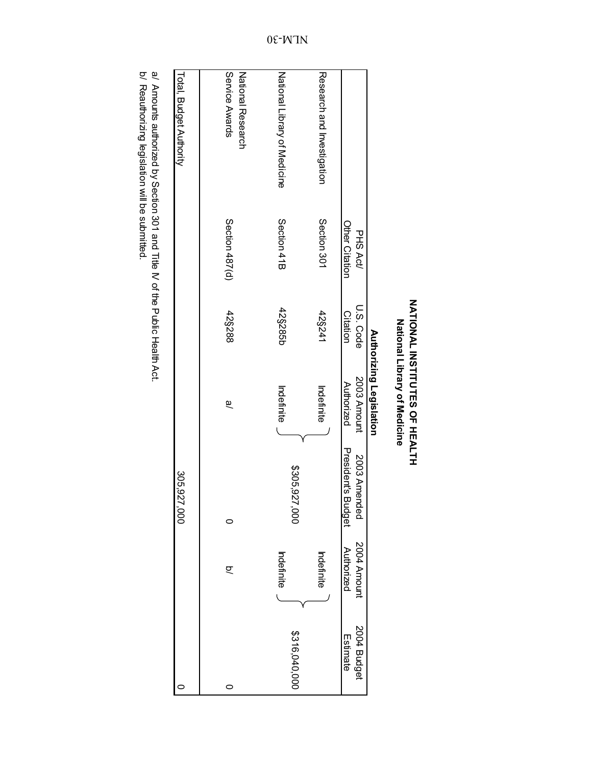# NATIONAL INSTITUTES OF HEALTH

## National Library of Medicine

### Authorizing Legislation

| | PHS Act/ Other Citation | U.S. Code Citation | 2003 Amount Authorized | 2003 Amended President's Budget | 2004 Amount Authorized | 2004 Budget Estimate |
|---|---|---|---|---|---|---|
| Research and Investigation | Section 301 | 42§241 | Indefinite | $305,927,000 | Indefinite | $316,040,000 |
| National Library of Medicine | Section 41B | 42§285b | Indefinite | | Indefinite | |
| National Research Service Awards | Section 487(d) | 42§288 | a/ | 0 | b/ | 0 |
| | | | | | | |
| Total, Budget Authority | | | | 305,927,000 | | 0 |

a/ Amounts authorized by Section 301 and Title IV of the Public Health Act.
b/ Reauthorizing legislation will be submitted.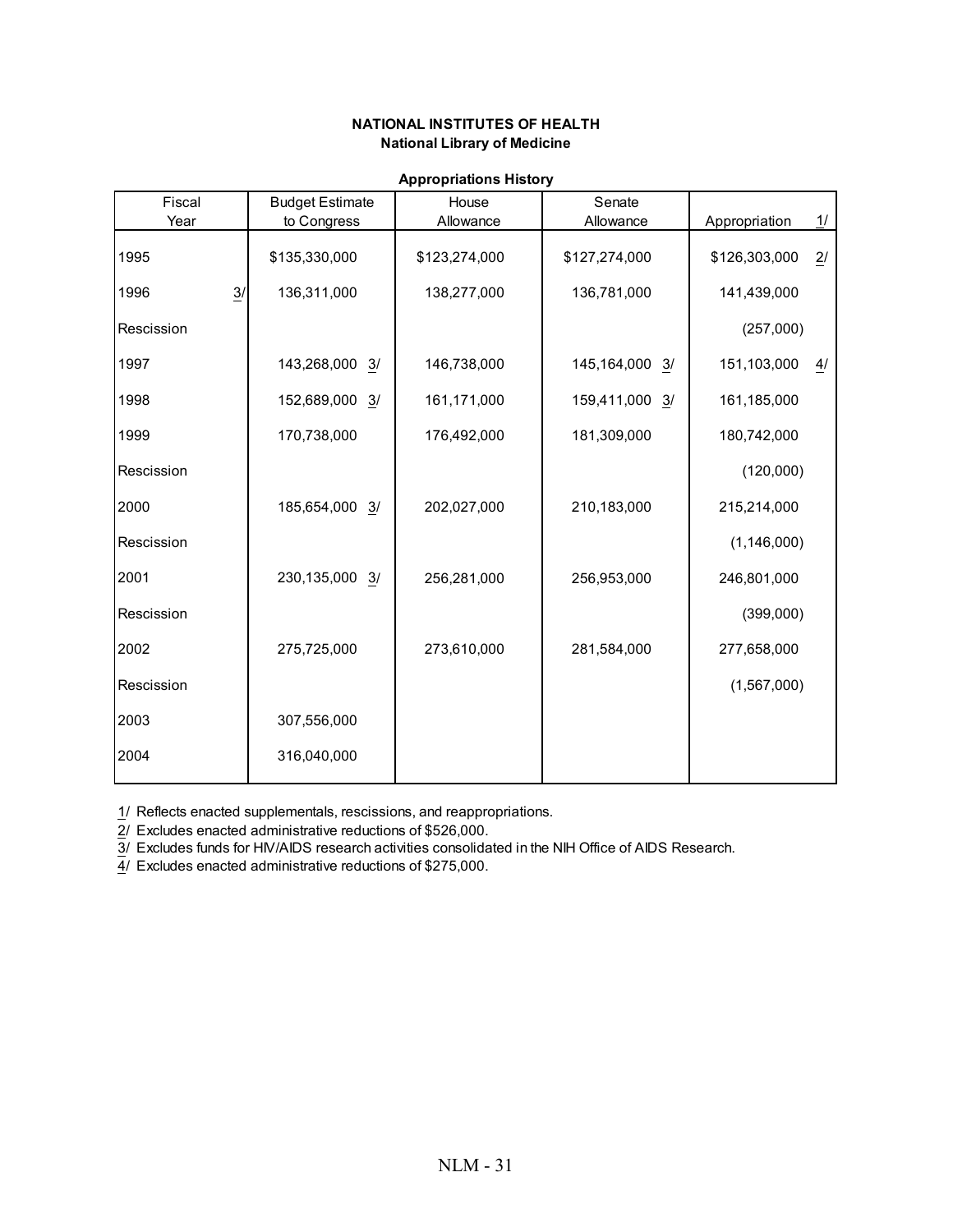**NATIONAL INSTITUTES OF HEALTH**
**National Library of Medicine**

**Appropriations History**

| Fiscal Year | Budget Estimate to Congress | House Allowance | Senate Allowance | Appropriation 1/ |
|---|---|---|---|---|
| 1995 | $135,330,000 | $123,274,000 | $127,274,000 | $126,303,000 2/ |
| 1996 3/ | 136,311,000 | 138,277,000 | 136,781,000 | 141,439,000 |
| Rescission | | | | (257,000) |
| 1997 | 143,268,000 3/ | 146,738,000 | 145,164,000 3/ | 151,103,000 4/ |
| 1998 | 152,689,000 3/ | 161,171,000 | 159,411,000 3/ | 161,185,000 |
| 1999 | 170,738,000 | 176,492,000 | 181,309,000 | 180,742,000 |
| Rescission | | | | (120,000) |
| 2000 | 185,654,000 3/ | 202,027,000 | 210,183,000 | 215,214,000 |
| Rescission | | | | (1,146,000) |
| 2001 | 230,135,000 3/ | 256,281,000 | 256,953,000 | 246,801,000 |
| Rescission | | | | (399,000) |
| 2002 | 275,725,000 | 273,610,000 | 281,584,000 | 277,658,000 |
| Rescission | | | | (1,567,000) |
| 2003 | 307,556,000 | | | |
| 2004 | 316,040,000 | | | |

1/ Reflects enacted supplementals, rescissions, and reappropriations.
2/ Excludes enacted administrative reductions of $526,000.
3/ Excludes funds for HIV/AIDS research activities consolidated in the NIH Office of AIDS Research.
4/ Excludes enacted administrative reductions of $275,000.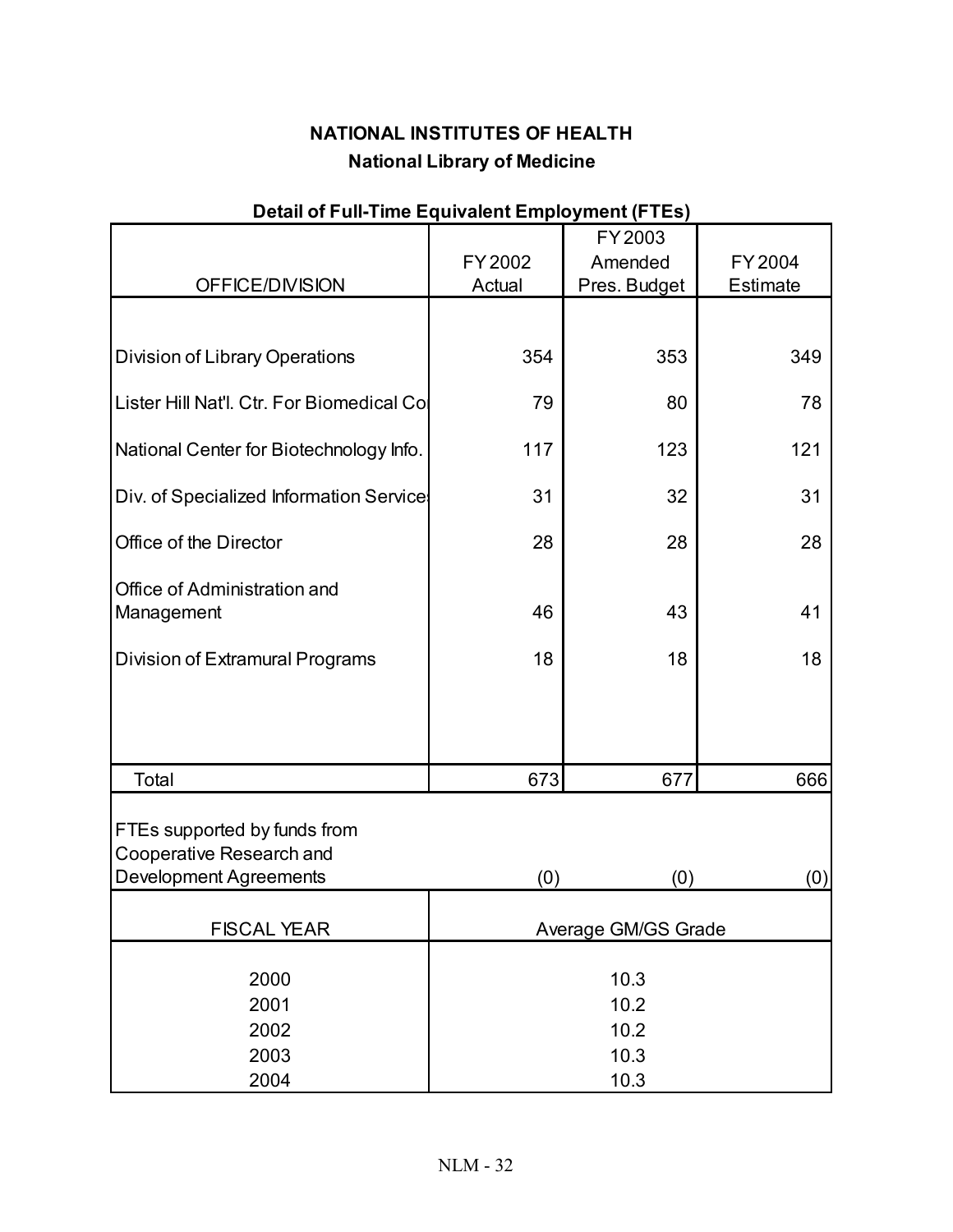# NATIONAL INSTITUTES OF HEALTH

## National Library of Medicine

### Detail of Full-Time Equivalent Employment (FTEs)

| OFFICE/DIVISION | FY 2002 Actual | FY 2003 Amended Pres. Budget | FY 2004 Estimate |
|---|---|---|---|
| Division of Library Operations | 354 | 353 | 349 |
| Lister Hill Nat'l. Ctr. For Biomedical Co | 79 | 80 | 78 |
| National Center for Biotechnology Info. | 117 | 123 | 121 |
| Div. of Specialized Information Service | 31 | 32 | 31 |
| Office of the Director | 28 | 28 | 28 |
| Office of Administration and Management | 46 | 43 | 41 |
| Division of Extramural Programs | 18 | 18 | 18 |
| Total | 673 | 677 | 666 |
| FTEs supported by funds from Cooperative Research and Development Agreements | (0) | (0) | (0) |

| FISCAL YEAR | Average GM/GS Grade |
|---|---|
| 2000 | 10.3 |
| 2001 | 10.2 |
| 2002 | 10.2 |
| 2003 | 10.3 |
| 2004 | 10.3 |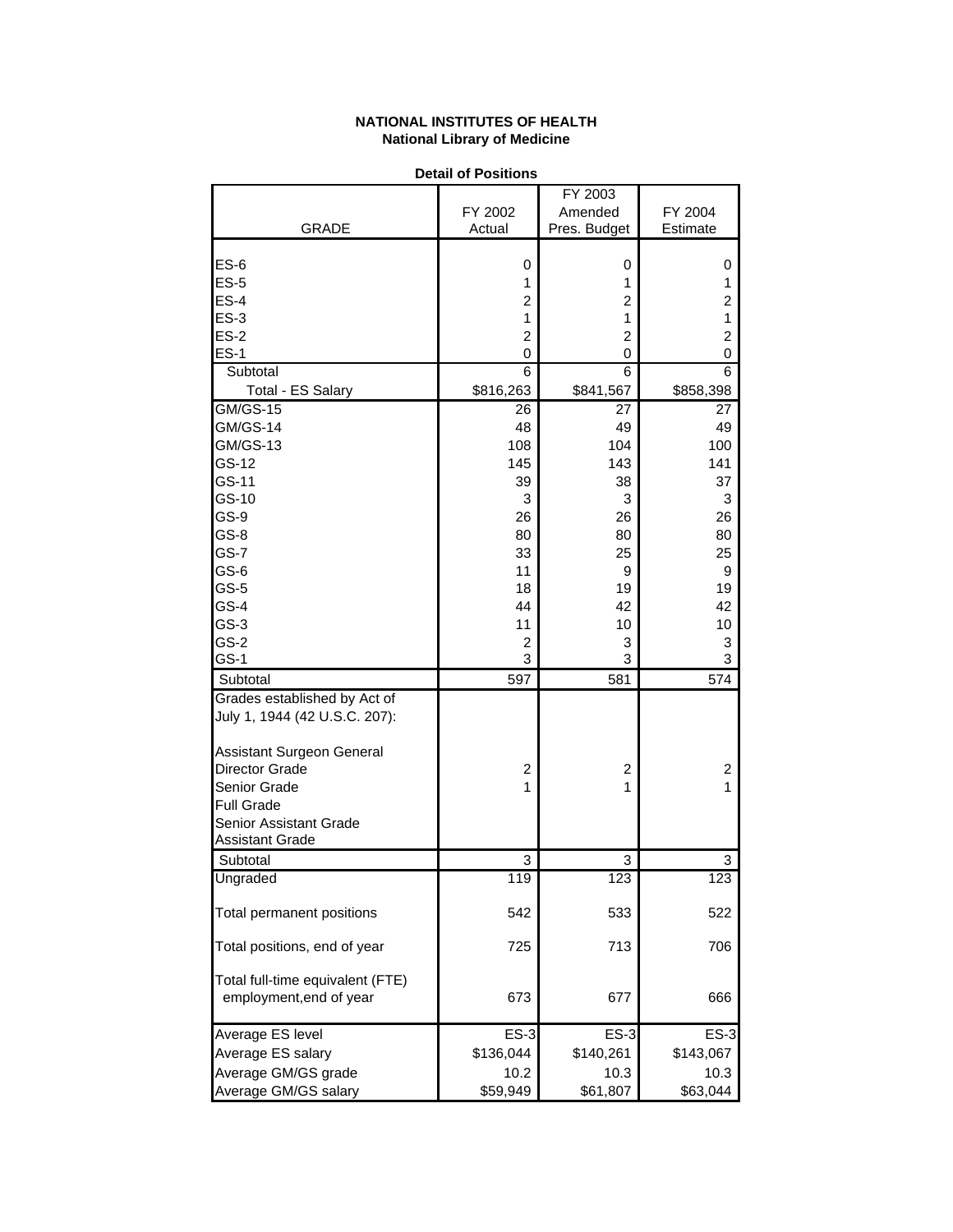**NATIONAL INSTITUTES OF HEALTH**
**National Library of Medicine**

**Detail of Positions**

| GRADE | FY 2002 Actual | FY 2003 Amended Pres. Budget | FY 2004 Estimate |
|---|---|---|---|
| ES-6 | 0 | 0 | 0 |
| ES-5 | 1 | 1 | 1 |
| ES-4 | 2 | 2 | 2 |
| ES-3 | 1 | 1 | 1 |
| ES-2 | 2 | 2 | 2 |
| ES-1 | 0 | 0 | 0 |
| Subtotal | 6 | 6 | 6 |
| Total - ES Salary | $816,263 | $841,567 | $858,398 |
| GM/GS-15 | 26 | 27 | 27 |
| GM/GS-14 | 48 | 49 | 49 |
| GM/GS-13 | 108 | 104 | 100 |
| GS-12 | 145 | 143 | 141 |
| GS-11 | 39 | 38 | 37 |
| GS-10 | 3 | 3 | 3 |
| GS-9 | 26 | 26 | 26 |
| GS-8 | 80 | 80 | 80 |
| GS-7 | 33 | 25 | 25 |
| GS-6 | 11 | 9 | 9 |
| GS-5 | 18 | 19 | 19 |
| GS-4 | 44 | 42 | 42 |
| GS-3 | 11 | 10 | 10 |
| GS-2 | 2 | 3 | 3 |
| GS-1 | 3 | 3 | 3 |
| Subtotal | 597 | 581 | 574 |
| Grades established by Act of July 1, 1944 (42 U.S.C. 207): | | | |
| Assistant Surgeon General | | | |
| Director Grade | 2 | 2 | 2 |
| Senior Grade | 1 | 1 | 1 |
| Full Grade | | | |
| Senior Assistant Grade | | | |
| Assistant Grade | | | |
| Subtotal | 3 | 3 | 3 |
| Ungraded | 119 | 123 | 123 |
| Total permanent positions | 542 | 533 | 522 |
| Total positions, end of year | 725 | 713 | 706 |
| Total full-time equivalent (FTE) employment,end of year | 673 | 677 | 666 |
| Average ES level | ES-3 | ES-3 | ES-3 |
| Average ES salary | $136,044 | $140,261 | $143,067 |
| Average GM/GS grade | 10.2 | 10.3 | 10.3 |
| Average GM/GS salary | $59,949 | $61,807 | $63,044 |